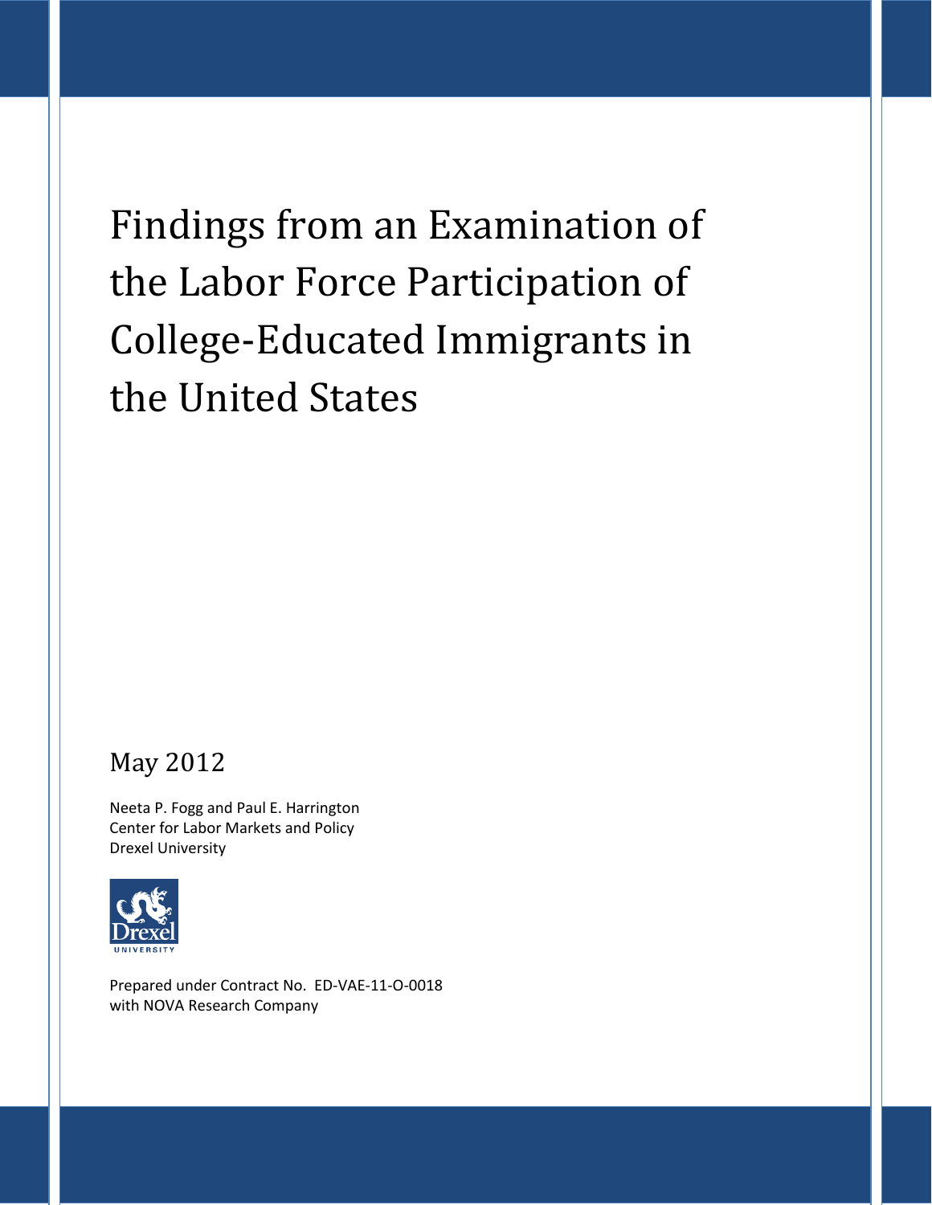# Findings from an Examination of the Labor Force Participation of College-Educated Immigrants in the United States

May 2012

Neeta P. Fogg and Paul E. Harrington
Center for Labor Markets and Policy
Drexel University

Prepared under Contract No. ED-VAE-11-O-0018
with NOVA Research Company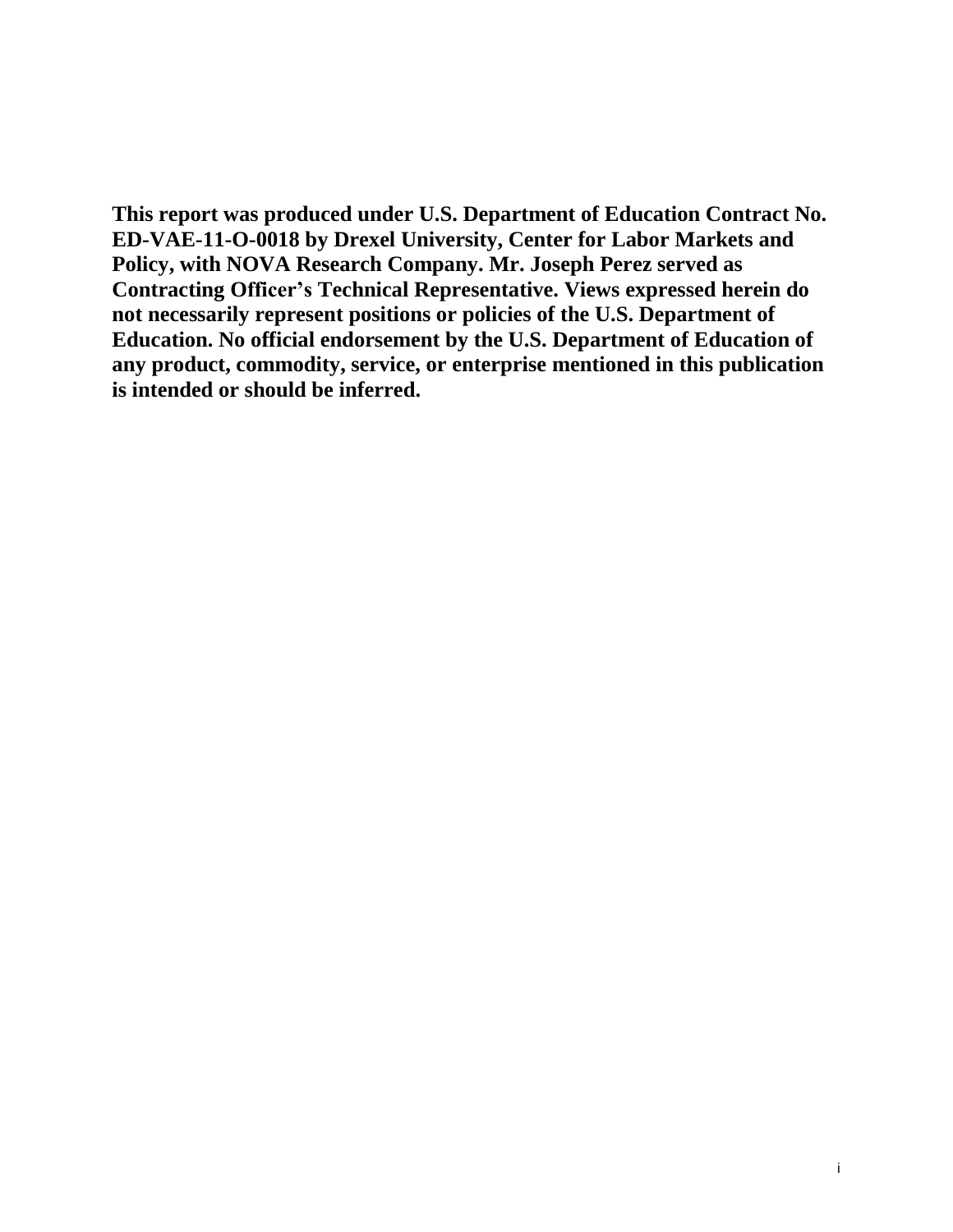**This report was produced under U.S. Department of Education Contract No. ED-VAE-11-O-0018 by Drexel University, Center for Labor Markets and Policy, with NOVA Research Company. Mr. Joseph Perez served as Contracting Officer's Technical Representative. Views expressed herein do not necessarily represent positions or policies of the U.S. Department of Education. No official endorsement by the U.S. Department of Education of any product, commodity, service, or enterprise mentioned in this publication is intended or should be inferred.**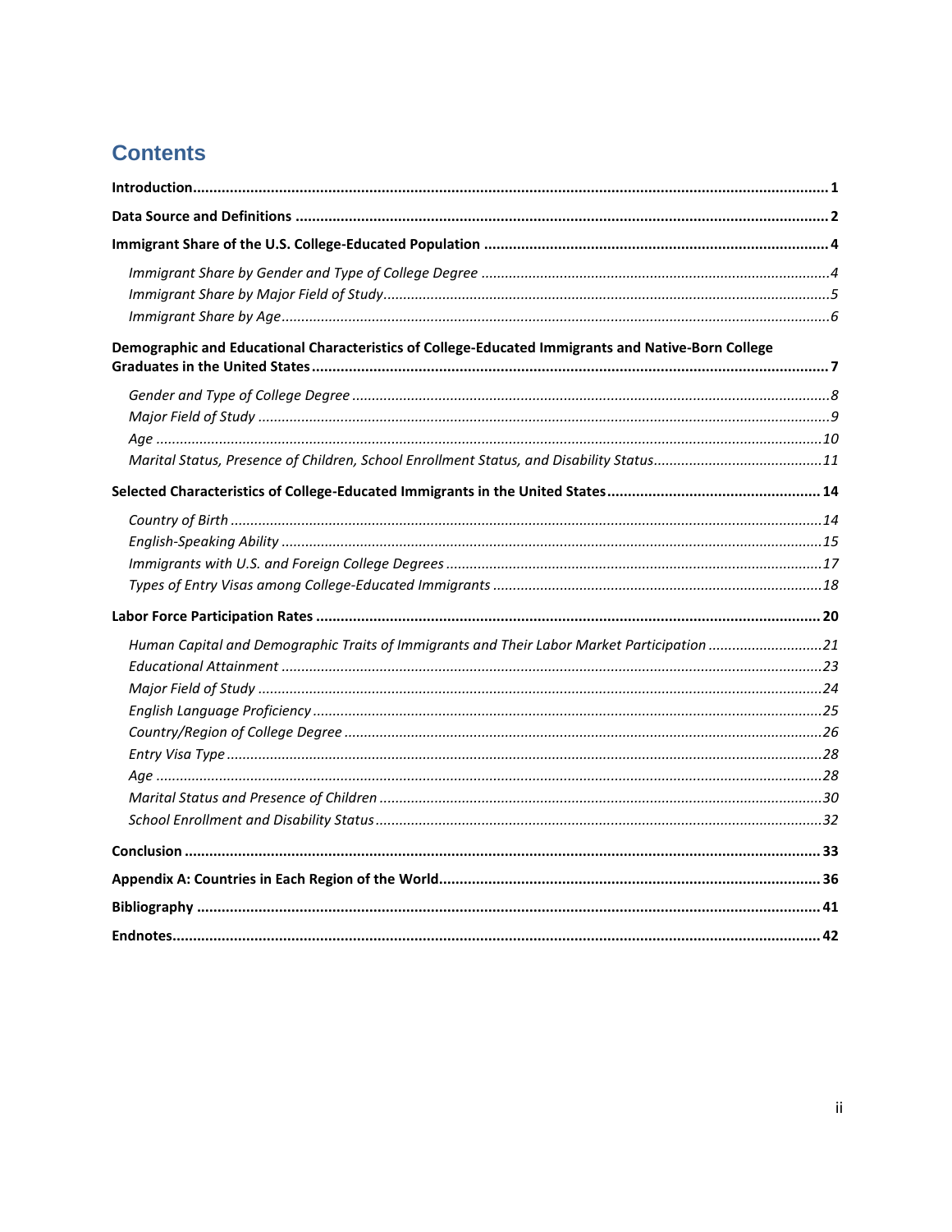# Contents

**Introduction** ..... **1**

**Data Source and Definitions** ..... **2**

**Immigrant Share of the U.S. College-Educated Population** ..... **4**

- *Immigrant Share by Gender and Type of College Degree* ..... *4*
- *Immigrant Share by Major Field of Study* ..... *5*
- *Immigrant Share by Age* ..... *6*

**Demographic and Educational Characteristics of College-Educated Immigrants and Native-Born College Graduates in the United States** ..... **7**

- *Gender and Type of College Degree* ..... *8*
- *Major Field of Study* ..... *9*
- *Age* ..... *10*
- *Marital Status, Presence of Children, School Enrollment Status, and Disability Status* ..... *11*

**Selected Characteristics of College-Educated Immigrants in the United States** ..... **14**

- *Country of Birth* ..... *14*
- *English-Speaking Ability* ..... *15*
- *Immigrants with U.S. and Foreign College Degrees* ..... *17*
- *Types of Entry Visas among College-Educated Immigrants* ..... *18*

**Labor Force Participation Rates** ..... **20**

- *Human Capital and Demographic Traits of Immigrants and Their Labor Market Participation* ..... *21*
- *Educational Attainment* ..... *23*
- *Major Field of Study* ..... *24*
- *English Language Proficiency* ..... *25*
- *Country/Region of College Degree* ..... *26*
- *Entry Visa Type* ..... *28*
- *Age* ..... *28*
- *Marital Status and Presence of Children* ..... *30*
- *School Enrollment and Disability Status* ..... *32*

**Conclusion** ..... **33**

**Appendix A: Countries in Each Region of the World** ..... **36**

**Bibliography** ..... **41**

**Endnotes** ..... **42**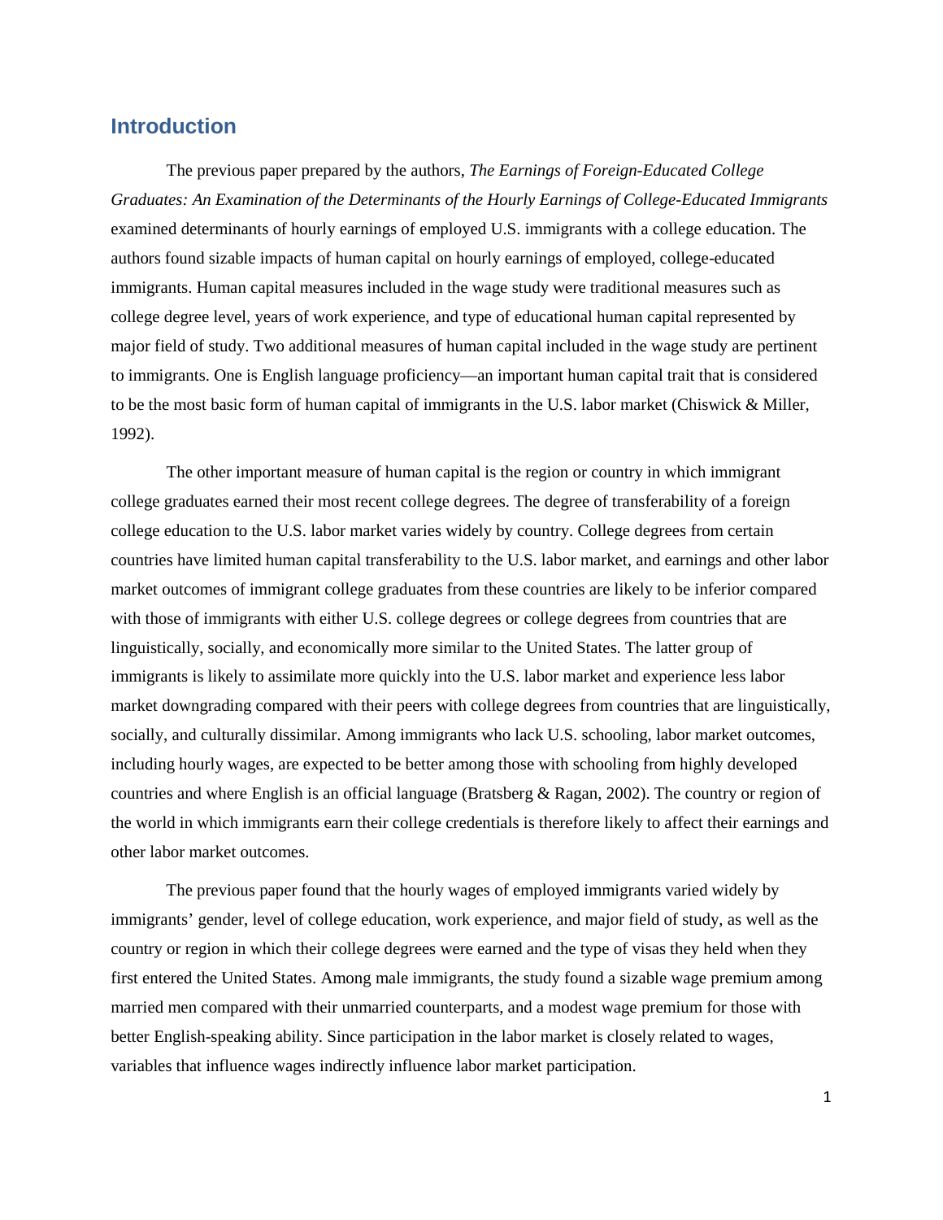## Introduction

The previous paper prepared by the authors, *The Earnings of Foreign-Educated College Graduates: An Examination of the Determinants of the Hourly Earnings of College-Educated Immigrants* examined determinants of hourly earnings of employed U.S. immigrants with a college education. The authors found sizable impacts of human capital on hourly earnings of employed, college-educated immigrants. Human capital measures included in the wage study were traditional measures such as college degree level, years of work experience, and type of educational human capital represented by major field of study. Two additional measures of human capital included in the wage study are pertinent to immigrants. One is English language proficiency—an important human capital trait that is considered to be the most basic form of human capital of immigrants in the U.S. labor market (Chiswick & Miller, 1992).

The other important measure of human capital is the region or country in which immigrant college graduates earned their most recent college degrees. The degree of transferability of a foreign college education to the U.S. labor market varies widely by country. College degrees from certain countries have limited human capital transferability to the U.S. labor market, and earnings and other labor market outcomes of immigrant college graduates from these countries are likely to be inferior compared with those of immigrants with either U.S. college degrees or college degrees from countries that are linguistically, socially, and economically more similar to the United States. The latter group of immigrants is likely to assimilate more quickly into the U.S. labor market and experience less labor market downgrading compared with their peers with college degrees from countries that are linguistically, socially, and culturally dissimilar. Among immigrants who lack U.S. schooling, labor market outcomes, including hourly wages, are expected to be better among those with schooling from highly developed countries and where English is an official language (Bratsberg & Ragan, 2002). The country or region of the world in which immigrants earn their college credentials is therefore likely to affect their earnings and other labor market outcomes.

The previous paper found that the hourly wages of employed immigrants varied widely by immigrants' gender, level of college education, work experience, and major field of study, as well as the country or region in which their college degrees were earned and the type of visas they held when they first entered the United States. Among male immigrants, the study found a sizable wage premium among married men compared with their unmarried counterparts, and a modest wage premium for those with better English-speaking ability. Since participation in the labor market is closely related to wages, variables that influence wages indirectly influence labor market participation.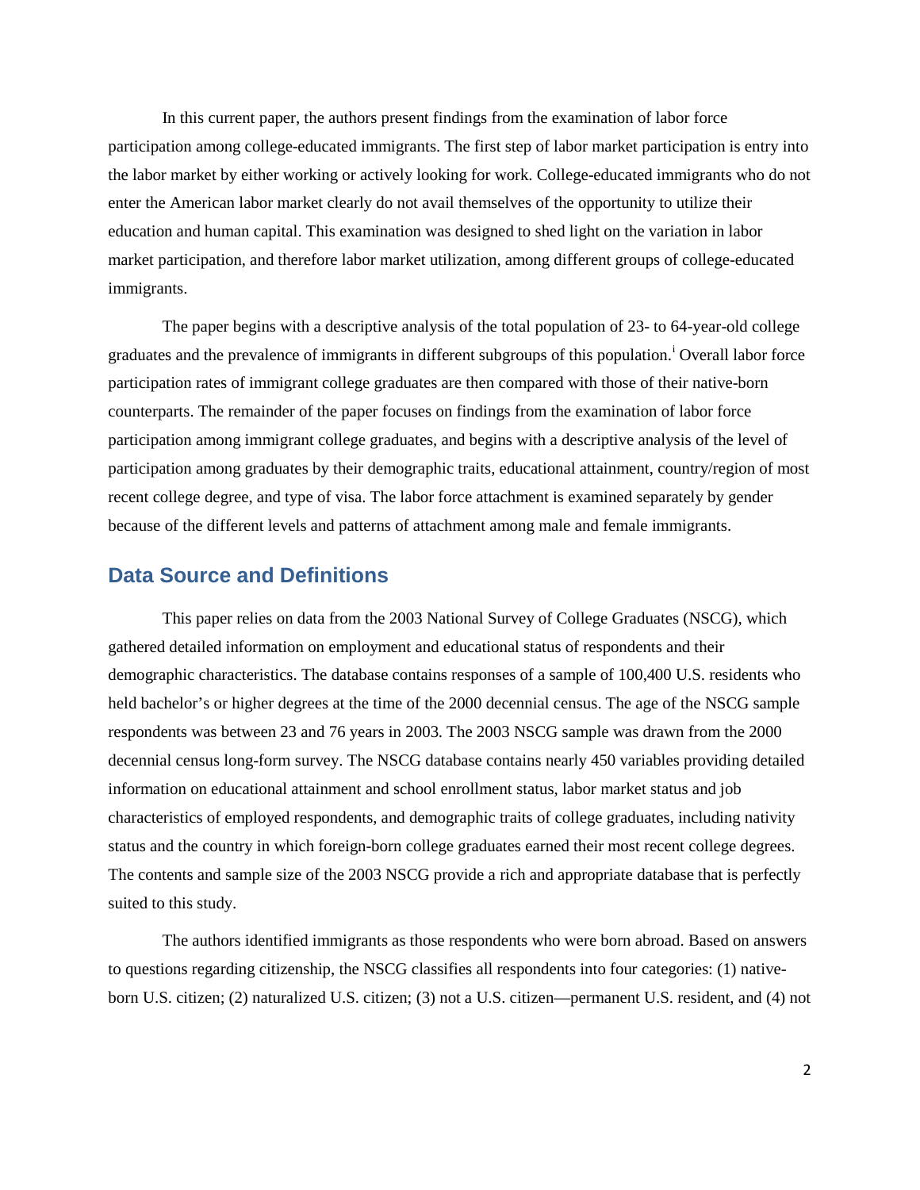In this current paper, the authors present findings from the examination of labor force participation among college-educated immigrants. The first step of labor market participation is entry into the labor market by either working or actively looking for work. College-educated immigrants who do not enter the American labor market clearly do not avail themselves of the opportunity to utilize their education and human capital. This examination was designed to shed light on the variation in labor market participation, and therefore labor market utilization, among different groups of college-educated immigrants.

The paper begins with a descriptive analysis of the total population of 23- to 64-year-old college graduates and the prevalence of immigrants in different subgroups of this population.[i] Overall labor force participation rates of immigrant college graduates are then compared with those of their native-born counterparts. The remainder of the paper focuses on findings from the examination of labor force participation among immigrant college graduates, and begins with a descriptive analysis of the level of participation among graduates by their demographic traits, educational attainment, country/region of most recent college degree, and type of visa. The labor force attachment is examined separately by gender because of the different levels and patterns of attachment among male and female immigrants.

## Data Source and Definitions

This paper relies on data from the 2003 National Survey of College Graduates (NSCG), which gathered detailed information on employment and educational status of respondents and their demographic characteristics. The database contains responses of a sample of 100,400 U.S. residents who held bachelor's or higher degrees at the time of the 2000 decennial census. The age of the NSCG sample respondents was between 23 and 76 years in 2003. The 2003 NSCG sample was drawn from the 2000 decennial census long-form survey. The NSCG database contains nearly 450 variables providing detailed information on educational attainment and school enrollment status, labor market status and job characteristics of employed respondents, and demographic traits of college graduates, including nativity status and the country in which foreign-born college graduates earned their most recent college degrees. The contents and sample size of the 2003 NSCG provide a rich and appropriate database that is perfectly suited to this study.

The authors identified immigrants as those respondents who were born abroad. Based on answers to questions regarding citizenship, the NSCG classifies all respondents into four categories: (1) native-born U.S. citizen; (2) naturalized U.S. citizen; (3) not a U.S. citizen—permanent U.S. resident, and (4) not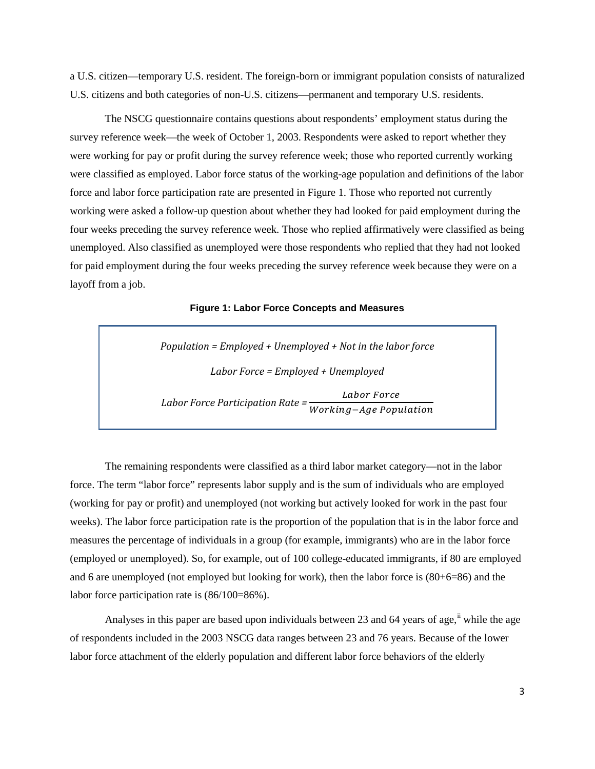a U.S. citizen—temporary U.S. resident. The foreign-born or immigrant population consists of naturalized U.S. citizens and both categories of non-U.S. citizens—permanent and temporary U.S. residents.

The NSCG questionnaire contains questions about respondents' employment status during the survey reference week—the week of October 1, 2003. Respondents were asked to report whether they were working for pay or profit during the survey reference week; those who reported currently working were classified as employed. Labor force status of the working-age population and definitions of the labor force and labor force participation rate are presented in Figure 1. Those who reported not currently working were asked a follow-up question about whether they had looked for paid employment during the four weeks preceding the survey reference week. Those who replied affirmatively were classified as being unemployed. Also classified as unemployed were those respondents who replied that they had not looked for paid employment during the four weeks preceding the survey reference week because they were on a layoff from a job.

**Figure 1: Labor Force Concepts and Measures**

$$\textit{Population} = \textit{Employed} + \textit{Unemployed} + \textit{Not in the labor force}$$

$$\textit{Labor Force} = \textit{Employed} + \textit{Unemployed}$$

$$\textit{Labor Force Participation Rate} = \frac{\textit{Labor Force}}{\textit{Working}-\textit{Age Population}}$$

The remaining respondents were classified as a third labor market category—not in the labor force. The term "labor force" represents labor supply and is the sum of individuals who are employed (working for pay or profit) and unemployed (not working but actively looked for work in the past four weeks). The labor force participation rate is the proportion of the population that is in the labor force and measures the percentage of individuals in a group (for example, immigrants) who are in the labor force (employed or unemployed). So, for example, out of 100 college-educated immigrants, if 80 are employed and 6 are unemployed (not employed but looking for work), then the labor force is (80+6=86) and the labor force participation rate is (86/100=86%).

Analyses in this paper are based upon individuals between 23 and 64 years of age,[ii] while the age of respondents included in the 2003 NSCG data ranges between 23 and 76 years. Because of the lower labor force attachment of the elderly population and different labor force behaviors of the elderly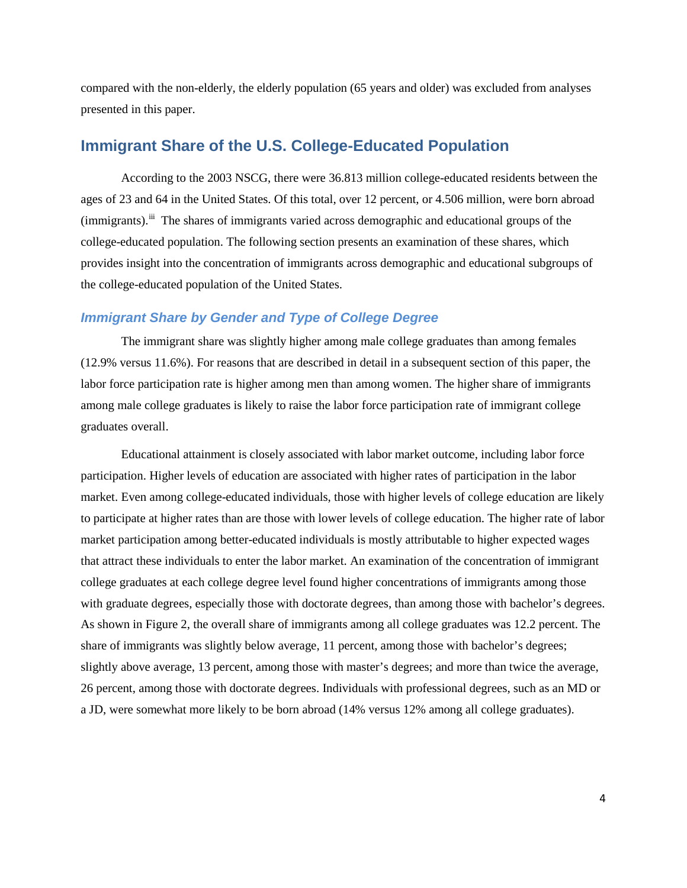compared with the non-elderly, the elderly population (65 years and older) was excluded from analyses presented in this paper.

## Immigrant Share of the U.S. College-Educated Population

According to the 2003 NSCG, there were 36.813 million college-educated residents between the ages of 23 and 64 in the United States. Of this total, over 12 percent, or 4.506 million, were born abroad (immigrants).[iii] The shares of immigrants varied across demographic and educational groups of the college-educated population. The following section presents an examination of these shares, which provides insight into the concentration of immigrants across demographic and educational subgroups of the college-educated population of the United States.

### *Immigrant Share by Gender and Type of College Degree*

The immigrant share was slightly higher among male college graduates than among females (12.9% versus 11.6%). For reasons that are described in detail in a subsequent section of this paper, the labor force participation rate is higher among men than among women. The higher share of immigrants among male college graduates is likely to raise the labor force participation rate of immigrant college graduates overall.

Educational attainment is closely associated with labor market outcome, including labor force participation. Higher levels of education are associated with higher rates of participation in the labor market. Even among college-educated individuals, those with higher levels of college education are likely to participate at higher rates than are those with lower levels of college education. The higher rate of labor market participation among better-educated individuals is mostly attributable to higher expected wages that attract these individuals to enter the labor market. An examination of the concentration of immigrant college graduates at each college degree level found higher concentrations of immigrants among those with graduate degrees, especially those with doctorate degrees, than among those with bachelor's degrees. As shown in Figure 2, the overall share of immigrants among all college graduates was 12.2 percent. The share of immigrants was slightly below average, 11 percent, among those with bachelor's degrees; slightly above average, 13 percent, among those with master's degrees; and more than twice the average, 26 percent, among those with doctorate degrees. Individuals with professional degrees, such as an MD or a JD, were somewhat more likely to be born abroad (14% versus 12% among all college graduates).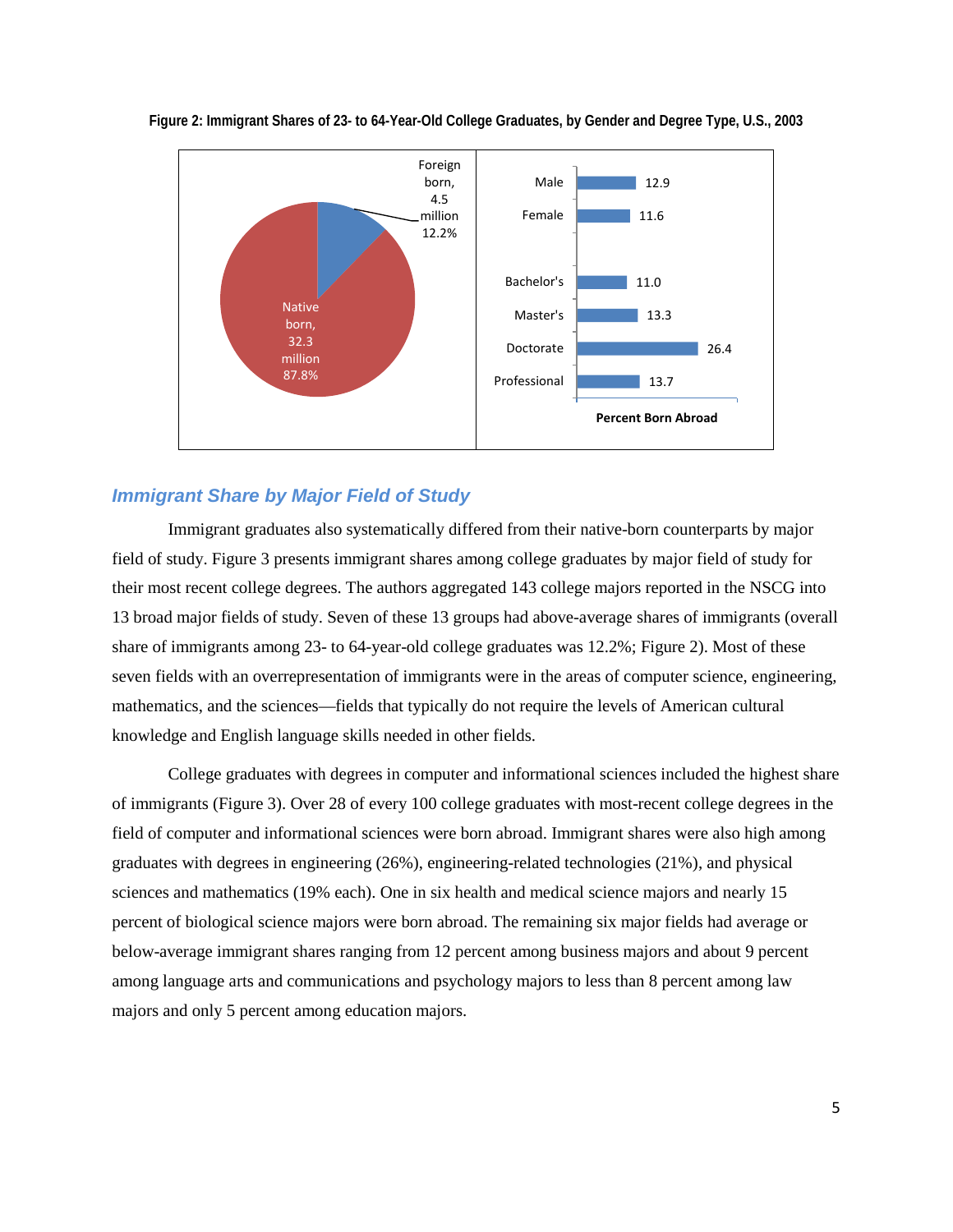**Figure 2: Immigrant Shares of 23- to 64-Year-Old College Graduates, by Gender and Degree Type, U.S., 2003**

Foreign born, 4.5 million 12.2%

Native born, 32.3 million 87.8%

| | Percent Born Abroad |
|---|---|
| Male | 12.9 |
| Female | 11.6 |
| Bachelor's | 11.0 |
| Master's | 13.3 |
| Doctorate | 26.4 |
| Professional | 13.7 |

## *Immigrant Share by Major Field of Study*

Immigrant graduates also systematically differed from their native-born counterparts by major field of study. Figure 3 presents immigrant shares among college graduates by major field of study for their most recent college degrees. The authors aggregated 143 college majors reported in the NSCG into 13 broad major fields of study. Seven of these 13 groups had above-average shares of immigrants (overall share of immigrants among 23- to 64-year-old college graduates was 12.2%; Figure 2). Most of these seven fields with an overrepresentation of immigrants were in the areas of computer science, engineering, mathematics, and the sciences—fields that typically do not require the levels of American cultural knowledge and English language skills needed in other fields.

College graduates with degrees in computer and informational sciences included the highest share of immigrants (Figure 3). Over 28 of every 100 college graduates with most-recent college degrees in the field of computer and informational sciences were born abroad. Immigrant shares were also high among graduates with degrees in engineering (26%), engineering-related technologies (21%), and physical sciences and mathematics (19% each). One in six health and medical science majors and nearly 15 percent of biological science majors were born abroad. The remaining six major fields had average or below-average immigrant shares ranging from 12 percent among business majors and about 9 percent among language arts and communications and psychology majors to less than 8 percent among law majors and only 5 percent among education majors.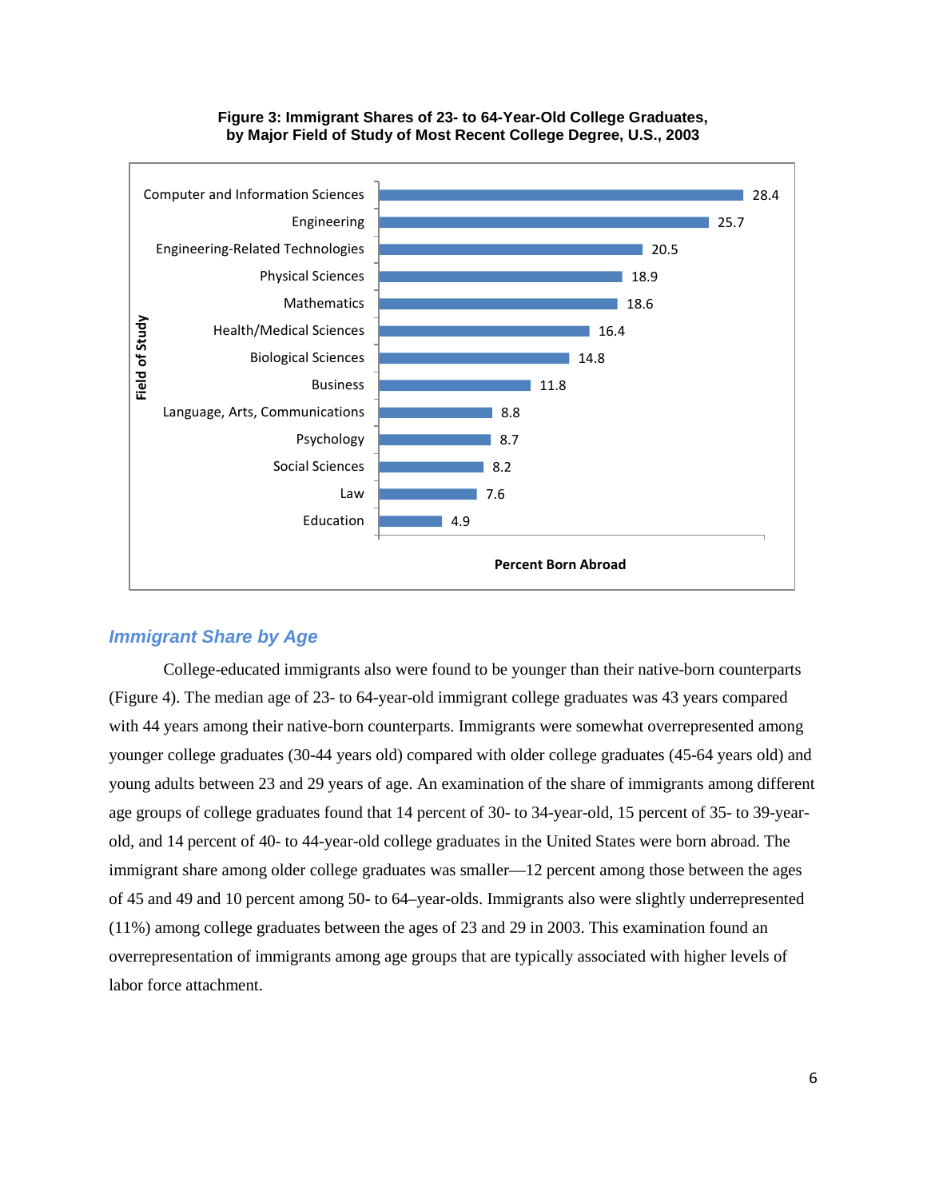**Figure 3: Immigrant Shares of 23- to 64-Year-Old College Graduates, by Major Field of Study of Most Recent College Degree, U.S., 2003**

| Field of Study | Percent Born Abroad |
|---|---|
| Computer and Information Sciences | 28.4 |
| Engineering | 25.7 |
| Engineering-Related Technologies | 20.5 |
| Physical Sciences | 18.9 |
| Mathematics | 18.6 |
| Health/Medical Sciences | 16.4 |
| Biological Sciences | 14.8 |
| Business | 11.8 |
| Language, Arts, Communications | 8.8 |
| Psychology | 8.7 |
| Social Sciences | 8.2 |
| Law | 7.6 |
| Education | 4.9 |

### *Immigrant Share by Age*

College-educated immigrants also were found to be younger than their native-born counterparts (Figure 4). The median age of 23- to 64-year-old immigrant college graduates was 43 years compared with 44 years among their native-born counterparts. Immigrants were somewhat overrepresented among younger college graduates (30-44 years old) compared with older college graduates (45-64 years old) and young adults between 23 and 29 years of age. An examination of the share of immigrants among different age groups of college graduates found that 14 percent of 30- to 34-year-old, 15 percent of 35- to 39-year-old, and 14 percent of 40- to 44-year-old college graduates in the United States were born abroad. The immigrant share among older college graduates was smaller—12 percent among those between the ages of 45 and 49 and 10 percent among 50- to 64–year-olds. Immigrants also were slightly underrepresented (11%) among college graduates between the ages of 23 and 29 in 2003. This examination found an overrepresentation of immigrants among age groups that are typically associated with higher levels of labor force attachment.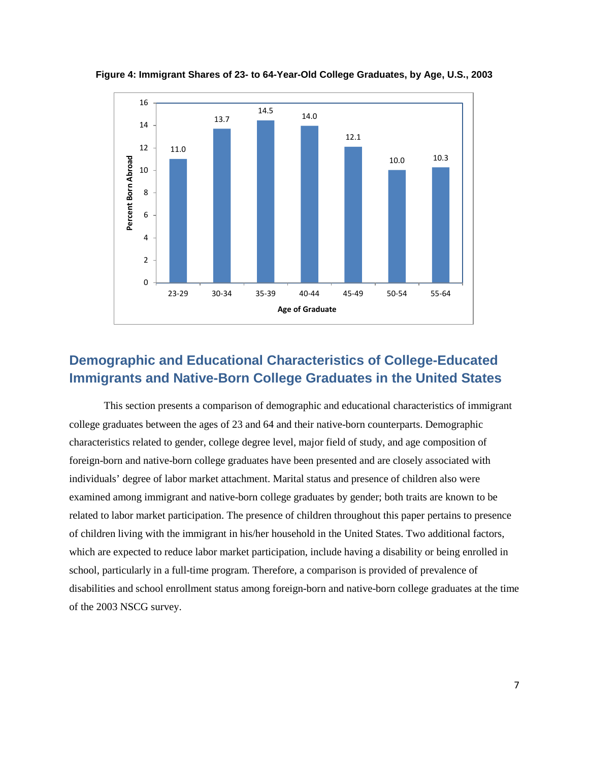**Figure 4: Immigrant Shares of 23- to 64-Year-Old College Graduates, by Age, U.S., 2003**

| Age of Graduate | Percent Born Abroad |
|---|---|
| 23-29 | 11.0 |
| 30-34 | 13.7 |
| 35-39 | 14.5 |
| 40-44 | 14.0 |
| 45-49 | 12.1 |
| 50-54 | 10.0 |
| 55-64 | 10.3 |

## Demographic and Educational Characteristics of College-Educated Immigrants and Native-Born College Graduates in the United States

This section presents a comparison of demographic and educational characteristics of immigrant college graduates between the ages of 23 and 64 and their native-born counterparts. Demographic characteristics related to gender, college degree level, major field of study, and age composition of foreign-born and native-born college graduates have been presented and are closely associated with individuals' degree of labor market attachment. Marital status and presence of children also were examined among immigrant and native-born college graduates by gender; both traits are known to be related to labor market participation. The presence of children throughout this paper pertains to presence of children living with the immigrant in his/her household in the United States. Two additional factors, which are expected to reduce labor market participation, include having a disability or being enrolled in school, particularly in a full-time program. Therefore, a comparison is provided of prevalence of disabilities and school enrollment status among foreign-born and native-born college graduates at the time of the 2003 NSCG survey.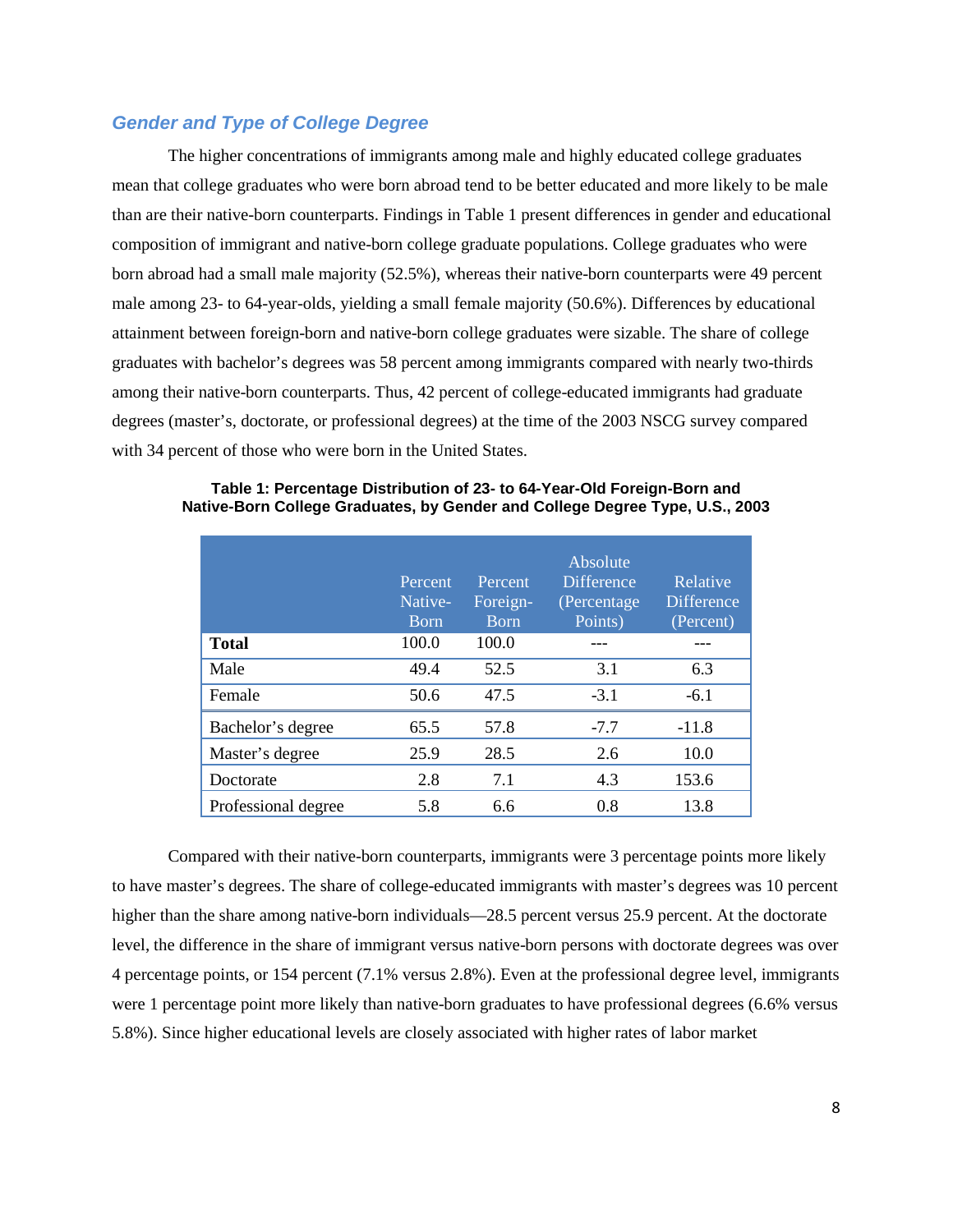### *Gender and Type of College Degree*

The higher concentrations of immigrants among male and highly educated college graduates mean that college graduates who were born abroad tend to be better educated and more likely to be male than are their native-born counterparts. Findings in Table 1 present differences in gender and educational composition of immigrant and native-born college graduate populations. College graduates who were born abroad had a small male majority (52.5%), whereas their native-born counterparts were 49 percent male among 23- to 64-year-olds, yielding a small female majority (50.6%). Differences by educational attainment between foreign-born and native-born college graduates were sizable. The share of college graduates with bachelor's degrees was 58 percent among immigrants compared with nearly two-thirds among their native-born counterparts. Thus, 42 percent of college-educated immigrants had graduate degrees (master's, doctorate, or professional degrees) at the time of the 2003 NSCG survey compared with 34 percent of those who were born in the United States.

**Table 1: Percentage Distribution of 23- to 64-Year-Old Foreign-Born and Native-Born College Graduates, by Gender and College Degree Type, U.S., 2003**

| | Percent Native-Born | Percent Foreign-Born | Absolute Difference (Percentage Points) | Relative Difference (Percent) |
|---|---|---|---|---|
| **Total** | 100.0 | 100.0 | --- | --- |
| Male | 49.4 | 52.5 | 3.1 | 6.3 |
| Female | 50.6 | 47.5 | -3.1 | -6.1 |
| Bachelor's degree | 65.5 | 57.8 | -7.7 | -11.8 |
| Master's degree | 25.9 | 28.5 | 2.6 | 10.0 |
| Doctorate | 2.8 | 7.1 | 4.3 | 153.6 |
| Professional degree | 5.8 | 6.6 | 0.8 | 13.8 |

Compared with their native-born counterparts, immigrants were 3 percentage points more likely to have master's degrees. The share of college-educated immigrants with master's degrees was 10 percent higher than the share among native-born individuals—28.5 percent versus 25.9 percent. At the doctorate level, the difference in the share of immigrant versus native-born persons with doctorate degrees was over 4 percentage points, or 154 percent (7.1% versus 2.8%). Even at the professional degree level, immigrants were 1 percentage point more likely than native-born graduates to have professional degrees (6.6% versus 5.8%). Since higher educational levels are closely associated with higher rates of labor market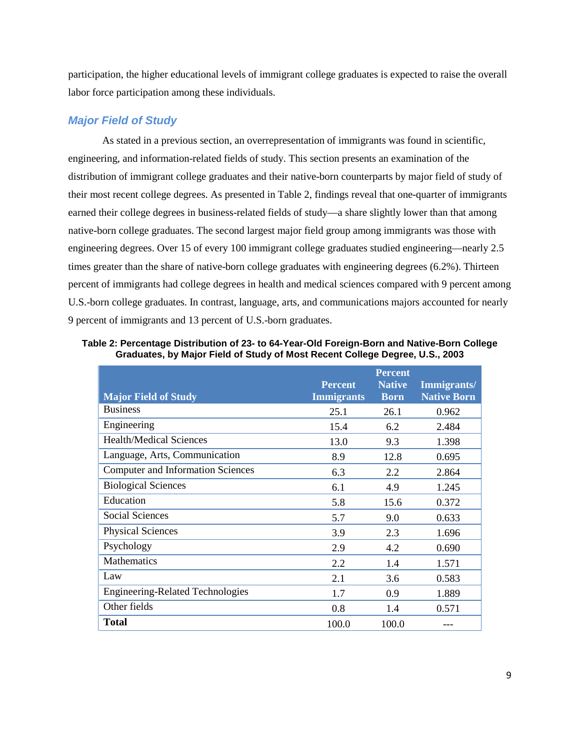participation, the higher educational levels of immigrant college graduates is expected to raise the overall labor force participation among these individuals.

### *Major Field of Study*

As stated in a previous section, an overrepresentation of immigrants was found in scientific, engineering, and information-related fields of study. This section presents an examination of the distribution of immigrant college graduates and their native-born counterparts by major field of study of their most recent college degrees. As presented in Table 2, findings reveal that one-quarter of immigrants earned their college degrees in business-related fields of study—a share slightly lower than that among native-born college graduates. The second largest major field group among immigrants was those with engineering degrees. Over 15 of every 100 immigrant college graduates studied engineering—nearly 2.5 times greater than the share of native-born college graduates with engineering degrees (6.2%). Thirteen percent of immigrants had college degrees in health and medical sciences compared with 9 percent among U.S.-born college graduates. In contrast, language, arts, and communications majors accounted for nearly 9 percent of immigrants and 13 percent of U.S.-born graduates.

**Table 2: Percentage Distribution of 23- to 64-Year-Old Foreign-Born and Native-Born College Graduates, by Major Field of Study of Most Recent College Degree, U.S., 2003**

| Major Field of Study | Percent Immigrants | Percent Native Born | Immigrants/ Native Born |
|---|---|---|---|
| Business | 25.1 | 26.1 | 0.962 |
| Engineering | 15.4 | 6.2 | 2.484 |
| Health/Medical Sciences | 13.0 | 9.3 | 1.398 |
| Language, Arts, Communication | 8.9 | 12.8 | 0.695 |
| Computer and Information Sciences | 6.3 | 2.2 | 2.864 |
| Biological Sciences | 6.1 | 4.9 | 1.245 |
| Education | 5.8 | 15.6 | 0.372 |
| Social Sciences | 5.7 | 9.0 | 0.633 |
| Physical Sciences | 3.9 | 2.3 | 1.696 |
| Psychology | 2.9 | 4.2 | 0.690 |
| Mathematics | 2.2 | 1.4 | 1.571 |
| Law | 2.1 | 3.6 | 0.583 |
| Engineering-Related Technologies | 1.7 | 0.9 | 1.889 |
| Other fields | 0.8 | 1.4 | 0.571 |
| **Total** | 100.0 | 100.0 | --- |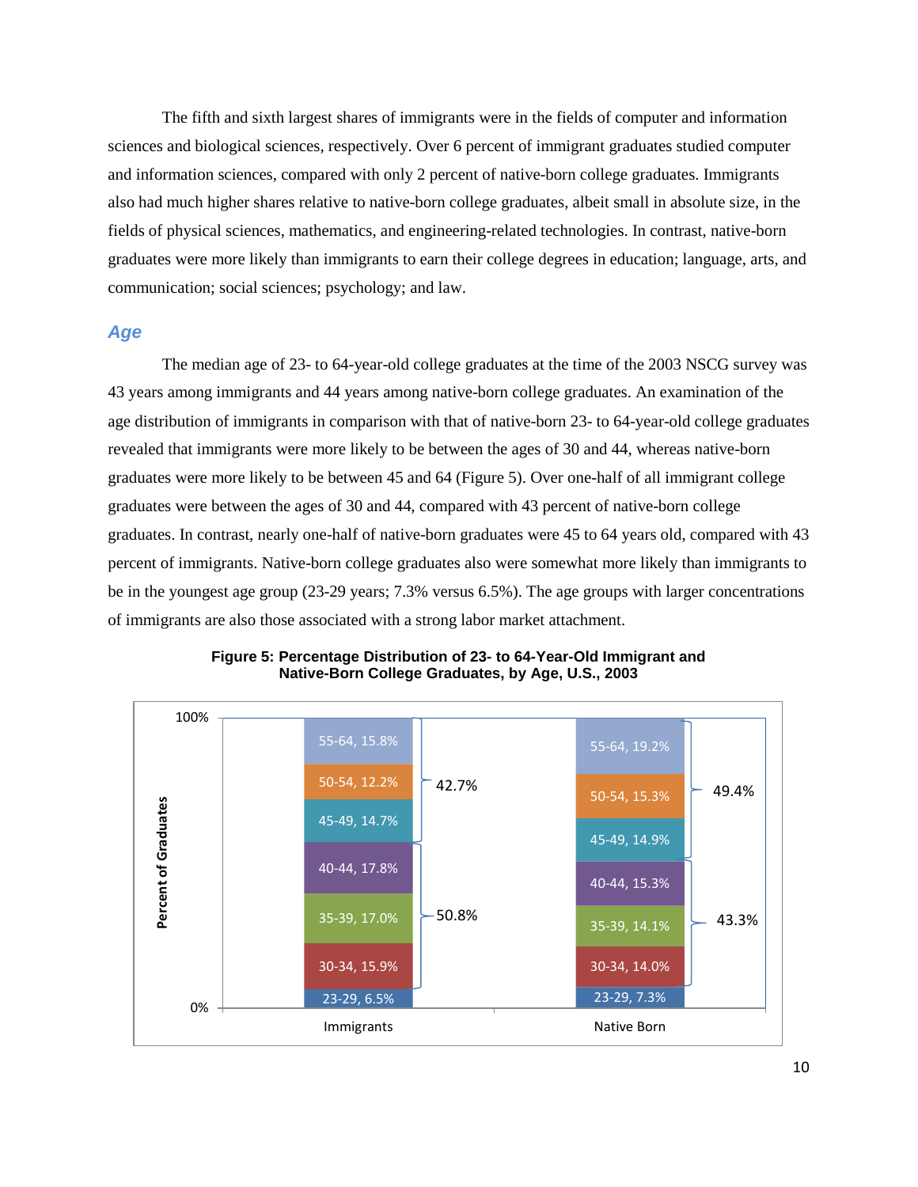The fifth and sixth largest shares of immigrants were in the fields of computer and information sciences and biological sciences, respectively. Over 6 percent of immigrant graduates studied computer and information sciences, compared with only 2 percent of native-born college graduates. Immigrants also had much higher shares relative to native-born college graduates, albeit small in absolute size, in the fields of physical sciences, mathematics, and engineering-related technologies. In contrast, native-born graduates were more likely than immigrants to earn their college degrees in education; language, arts, and communication; social sciences; psychology; and law.

## *Age*

The median age of 23- to 64-year-old college graduates at the time of the 2003 NSCG survey was 43 years among immigrants and 44 years among native-born college graduates. An examination of the age distribution of immigrants in comparison with that of native-born 23- to 64-year-old college graduates revealed that immigrants were more likely to be between the ages of 30 and 44, whereas native-born graduates were more likely to be between 45 and 64 (Figure 5). Over one-half of all immigrant college graduates were between the ages of 30 and 44, compared with 43 percent of native-born college graduates. In contrast, nearly one-half of native-born graduates were 45 to 64 years old, compared with 43 percent of immigrants. Native-born college graduates also were somewhat more likely than immigrants to be in the youngest age group (23-29 years; 7.3% versus 6.5%). The age groups with larger concentrations of immigrants are also those associated with a strong labor market attachment.

**Figure 5: Percentage Distribution of 23- to 64-Year-Old Immigrant and Native-Born College Graduates, by Age, U.S., 2003**

| Age group | Immigrants | Native Born |
|---|---|---|
| 23-29 | 6.5% | 7.3% |
| 30-34 | 15.9% | 14.0% |
| 35-39 | 17.0% | 14.1% |
| 40-44 | 17.8% | 15.3% |
| 45-49 | 14.7% | 14.9% |
| 50-54 | 12.2% | 15.3% |
| 55-64 | 15.8% | 19.2% |
| 30-44 (subtotal) | 50.8% | 43.3% |
| 45-64 (subtotal) | 42.7% | 49.4% |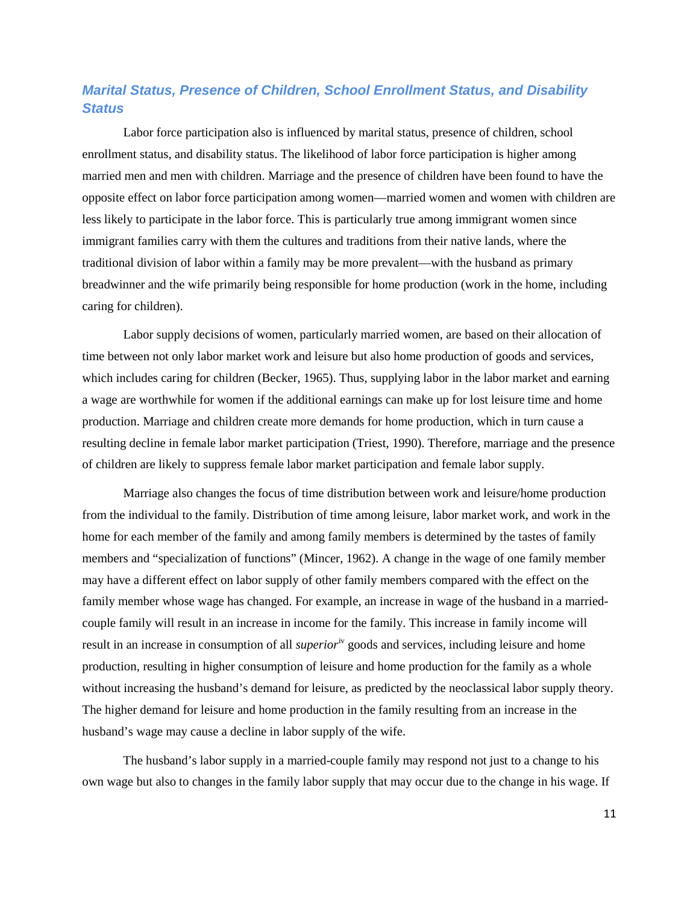### *Marital Status, Presence of Children, School Enrollment Status, and Disability Status*

Labor force participation also is influenced by marital status, presence of children, school enrollment status, and disability status. The likelihood of labor force participation is higher among married men and men with children. Marriage and the presence of children have been found to have the opposite effect on labor force participation among women—married women and women with children are less likely to participate in the labor force. This is particularly true among immigrant women since immigrant families carry with them the cultures and traditions from their native lands, where the traditional division of labor within a family may be more prevalent—with the husband as primary breadwinner and the wife primarily being responsible for home production (work in the home, including caring for children).

Labor supply decisions of women, particularly married women, are based on their allocation of time between not only labor market work and leisure but also home production of goods and services, which includes caring for children (Becker, 1965). Thus, supplying labor in the labor market and earning a wage are worthwhile for women if the additional earnings can make up for lost leisure time and home production. Marriage and children create more demands for home production, which in turn cause a resulting decline in female labor market participation (Triest, 1990). Therefore, marriage and the presence of children are likely to suppress female labor market participation and female labor supply.

Marriage also changes the focus of time distribution between work and leisure/home production from the individual to the family. Distribution of time among leisure, labor market work, and work in the home for each member of the family and among family members is determined by the tastes of family members and "specialization of functions" (Mincer, 1962). A change in the wage of one family member may have a different effect on labor supply of other family members compared with the effect on the family member whose wage has changed. For example, an increase in wage of the husband in a married-couple family will result in an increase in income for the family. This increase in family income will result in an increase in consumption of all *superior*[iv] goods and services, including leisure and home production, resulting in higher consumption of leisure and home production for the family as a whole without increasing the husband's demand for leisure, as predicted by the neoclassical labor supply theory. The higher demand for leisure and home production in the family resulting from an increase in the husband's wage may cause a decline in labor supply of the wife.

The husband's labor supply in a married-couple family may respond not just to a change to his own wage but also to changes in the family labor supply that may occur due to the change in his wage. If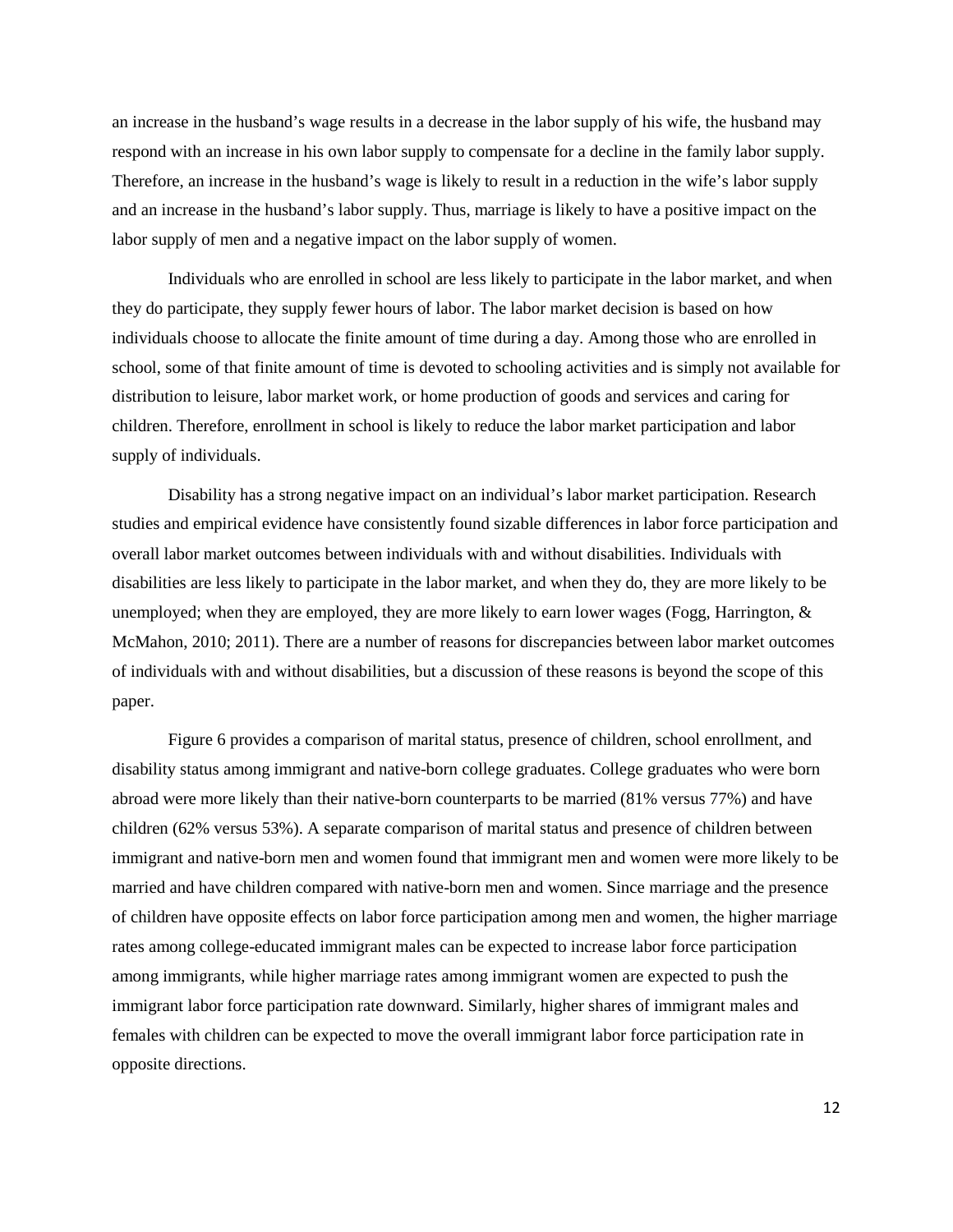an increase in the husband's wage results in a decrease in the labor supply of his wife, the husband may respond with an increase in his own labor supply to compensate for a decline in the family labor supply. Therefore, an increase in the husband's wage is likely to result in a reduction in the wife's labor supply and an increase in the husband's labor supply. Thus, marriage is likely to have a positive impact on the labor supply of men and a negative impact on the labor supply of women.

Individuals who are enrolled in school are less likely to participate in the labor market, and when they do participate, they supply fewer hours of labor. The labor market decision is based on how individuals choose to allocate the finite amount of time during a day. Among those who are enrolled in school, some of that finite amount of time is devoted to schooling activities and is simply not available for distribution to leisure, labor market work, or home production of goods and services and caring for children. Therefore, enrollment in school is likely to reduce the labor market participation and labor supply of individuals.

Disability has a strong negative impact on an individual's labor market participation. Research studies and empirical evidence have consistently found sizable differences in labor force participation and overall labor market outcomes between individuals with and without disabilities. Individuals with disabilities are less likely to participate in the labor market, and when they do, they are more likely to be unemployed; when they are employed, they are more likely to earn lower wages (Fogg, Harrington, & McMahon, 2010; 2011). There are a number of reasons for discrepancies between labor market outcomes of individuals with and without disabilities, but a discussion of these reasons is beyond the scope of this paper.

Figure 6 provides a comparison of marital status, presence of children, school enrollment, and disability status among immigrant and native-born college graduates. College graduates who were born abroad were more likely than their native-born counterparts to be married (81% versus 77%) and have children (62% versus 53%). A separate comparison of marital status and presence of children between immigrant and native-born men and women found that immigrant men and women were more likely to be married and have children compared with native-born men and women. Since marriage and the presence of children have opposite effects on labor force participation among men and women, the higher marriage rates among college-educated immigrant males can be expected to increase labor force participation among immigrants, while higher marriage rates among immigrant women are expected to push the immigrant labor force participation rate downward. Similarly, higher shares of immigrant males and females with children can be expected to move the overall immigrant labor force participation rate in opposite directions.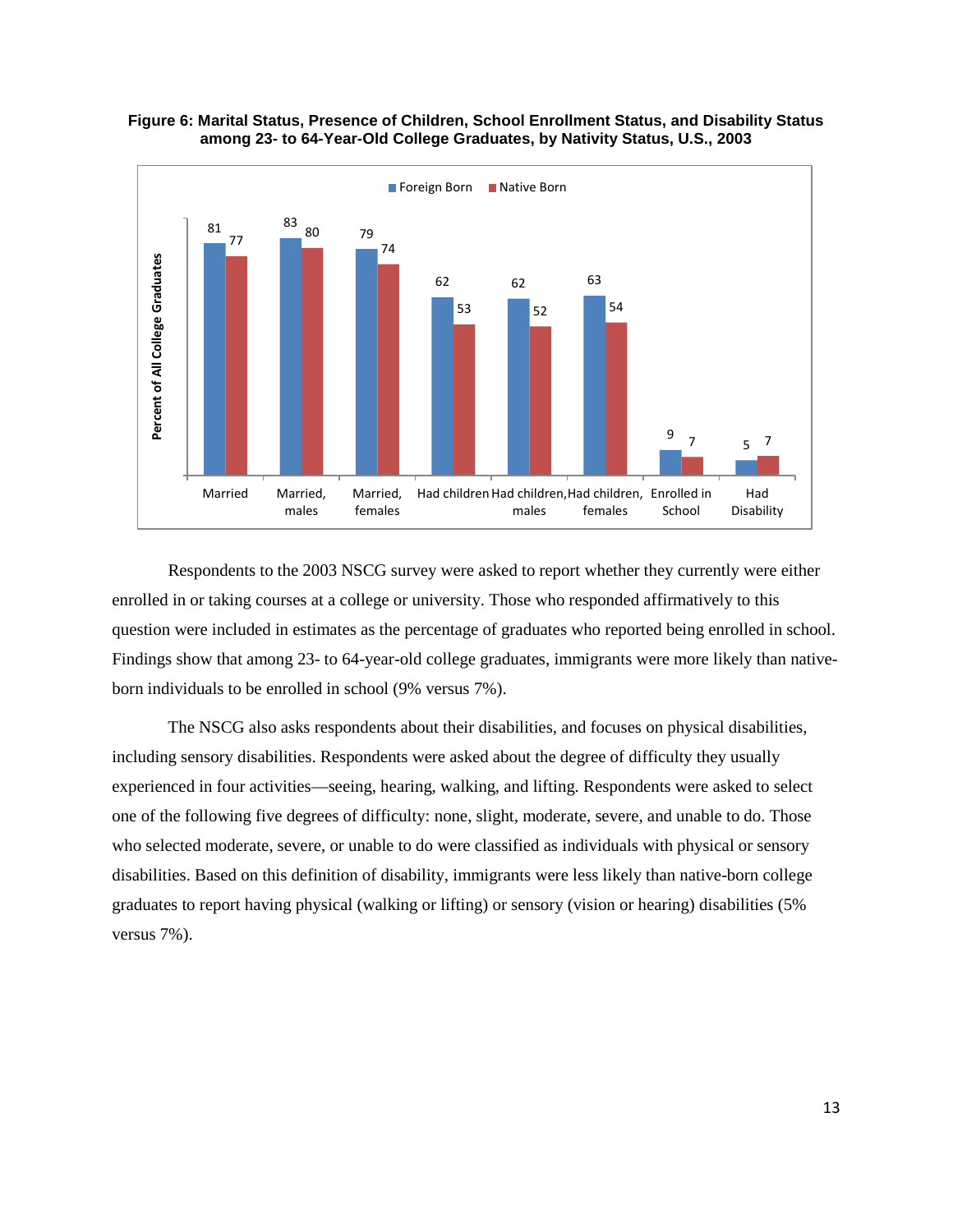**Figure 6: Marital Status, Presence of Children, School Enrollment Status, and Disability Status among 23- to 64-Year-Old College Graduates, by Nativity Status, U.S., 2003**

| | Foreign Born | Native Born |
|---|---|---|
| Married | 81 | 77 |
| Married, males | 83 | 80 |
| Married, females | 79 | 74 |
| Had children | 62 | 53 |
| Had children, males | 62 | 52 |
| Had children, females | 63 | 54 |
| Enrolled in School | 9 | 7 |
| Had Disability | 5 | 7 |

Respondents to the 2003 NSCG survey were asked to report whether they currently were either enrolled in or taking courses at a college or university. Those who responded affirmatively to this question were included in estimates as the percentage of graduates who reported being enrolled in school. Findings show that among 23- to 64-year-old college graduates, immigrants were more likely than native-born individuals to be enrolled in school (9% versus 7%).

The NSCG also asks respondents about their disabilities, and focuses on physical disabilities, including sensory disabilities. Respondents were asked about the degree of difficulty they usually experienced in four activities—seeing, hearing, walking, and lifting. Respondents were asked to select one of the following five degrees of difficulty: none, slight, moderate, severe, and unable to do. Those who selected moderate, severe, or unable to do were classified as individuals with physical or sensory disabilities. Based on this definition of disability, immigrants were less likely than native-born college graduates to report having physical (walking or lifting) or sensory (vision or hearing) disabilities (5% versus 7%).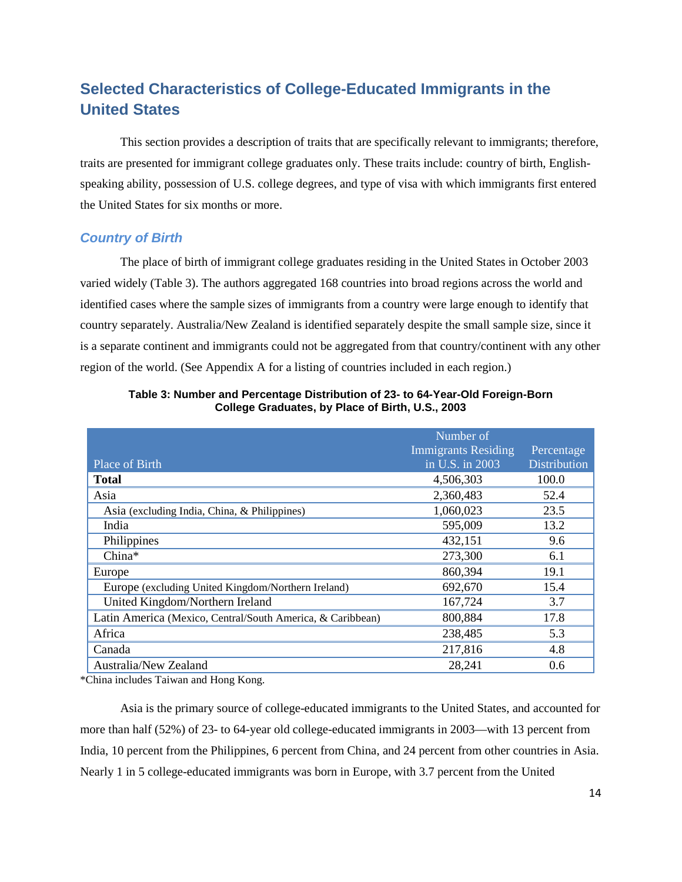## Selected Characteristics of College-Educated Immigrants in the United States

This section provides a description of traits that are specifically relevant to immigrants; therefore, traits are presented for immigrant college graduates only. These traits include: country of birth, English-speaking ability, possession of U.S. college degrees, and type of visa with which immigrants first entered the United States for six months or more.

### *Country of Birth*

The place of birth of immigrant college graduates residing in the United States in October 2003 varied widely (Table 3). The authors aggregated 168 countries into broad regions across the world and identified cases where the sample sizes of immigrants from a country were large enough to identify that country separately. Australia/New Zealand is identified separately despite the small sample size, since it is a separate continent and immigrants could not be aggregated from that country/continent with any other region of the world. (See Appendix A for a listing of countries included in each region.)

**Table 3: Number and Percentage Distribution of 23- to 64-Year-Old Foreign-Born College Graduates, by Place of Birth, U.S., 2003**

| Place of Birth | Number of Immigrants Residing in U.S. in 2003 | Percentage Distribution |
|---|---|---|
| **Total** | 4,506,303 | 100.0 |
| Asia | 2,360,483 | 52.4 |
| Asia (excluding India, China, & Philippines) | 1,060,023 | 23.5 |
| India | 595,009 | 13.2 |
| Philippines | 432,151 | 9.6 |
| China* | 273,300 | 6.1 |
| Europe | 860,394 | 19.1 |
| Europe (excluding United Kingdom/Northern Ireland) | 692,670 | 15.4 |
| United Kingdom/Northern Ireland | 167,724 | 3.7 |
| Latin America (Mexico, Central/South America, & Caribbean) | 800,884 | 17.8 |
| Africa | 238,485 | 5.3 |
| Canada | 217,816 | 4.8 |
| Australia/New Zealand | 28,241 | 0.6 |

*China includes Taiwan and Hong Kong.

Asia is the primary source of college-educated immigrants to the United States, and accounted for more than half (52%) of 23- to 64-year old college-educated immigrants in 2003—with 13 percent from India, 10 percent from the Philippines, 6 percent from China, and 24 percent from other countries in Asia. Nearly 1 in 5 college-educated immigrants was born in Europe, with 3.7 percent from the United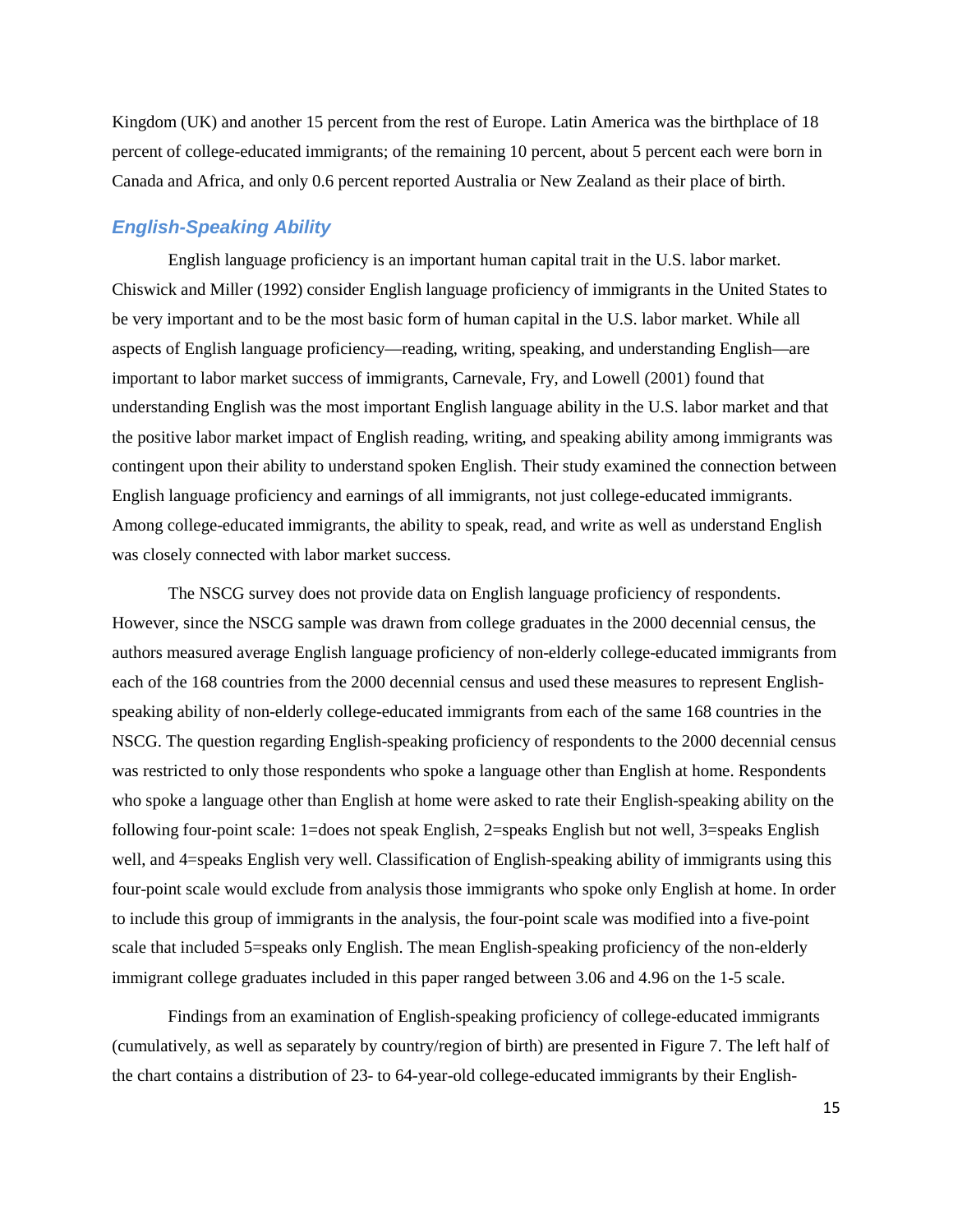Kingdom (UK) and another 15 percent from the rest of Europe. Latin America was the birthplace of 18 percent of college-educated immigrants; of the remaining 10 percent, about 5 percent each were born in Canada and Africa, and only 0.6 percent reported Australia or New Zealand as their place of birth.

### *English-Speaking Ability*

English language proficiency is an important human capital trait in the U.S. labor market. Chiswick and Miller (1992) consider English language proficiency of immigrants in the United States to be very important and to be the most basic form of human capital in the U.S. labor market. While all aspects of English language proficiency—reading, writing, speaking, and understanding English—are important to labor market success of immigrants, Carnevale, Fry, and Lowell (2001) found that understanding English was the most important English language ability in the U.S. labor market and that the positive labor market impact of English reading, writing, and speaking ability among immigrants was contingent upon their ability to understand spoken English. Their study examined the connection between English language proficiency and earnings of all immigrants, not just college-educated immigrants. Among college-educated immigrants, the ability to speak, read, and write as well as understand English was closely connected with labor market success.

The NSCG survey does not provide data on English language proficiency of respondents. However, since the NSCG sample was drawn from college graduates in the 2000 decennial census, the authors measured average English language proficiency of non-elderly college-educated immigrants from each of the 168 countries from the 2000 decennial census and used these measures to represent English-speaking ability of non-elderly college-educated immigrants from each of the same 168 countries in the NSCG. The question regarding English-speaking proficiency of respondents to the 2000 decennial census was restricted to only those respondents who spoke a language other than English at home. Respondents who spoke a language other than English at home were asked to rate their English-speaking ability on the following four-point scale: 1=does not speak English, 2=speaks English but not well, 3=speaks English well, and 4=speaks English very well. Classification of English-speaking ability of immigrants using this four-point scale would exclude from analysis those immigrants who spoke only English at home. In order to include this group of immigrants in the analysis, the four-point scale was modified into a five-point scale that included 5=speaks only English. The mean English-speaking proficiency of the non-elderly immigrant college graduates included in this paper ranged between 3.06 and 4.96 on the 1-5 scale.

Findings from an examination of English-speaking proficiency of college-educated immigrants (cumulatively, as well as separately by country/region of birth) are presented in Figure 7. The left half of the chart contains a distribution of 23- to 64-year-old college-educated immigrants by their English-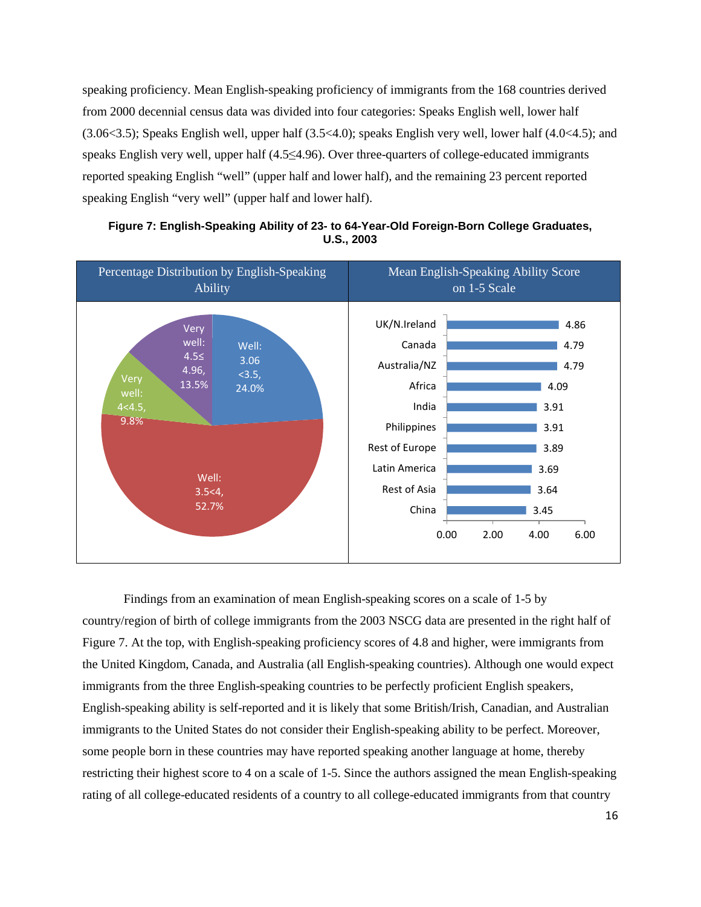speaking proficiency. Mean English-speaking proficiency of immigrants from the 168 countries derived from 2000 decennial census data was divided into four categories: Speaks English well, lower half (3.06<3.5); Speaks English well, upper half (3.5<4.0); speaks English very well, lower half (4.0<4.5); and speaks English very well, upper half (4.5≤4.96). Over three-quarters of college-educated immigrants reported speaking English "well" (upper half and lower half), and the remaining 23 percent reported speaking English "very well" (upper half and lower half).

**Figure 7: English-Speaking Ability of 23- to 64-Year-Old Foreign-Born College Graduates, U.S., 2003**

| Percentage Distribution by English-Speaking Ability | |
|---|---|
| Well: 3.06<3.5 | 24.0% |
| Well: 3.5<4 | 52.7% |
| Very well: 4<4.5 | 9.8% |
| Very well: 4.5≤4.96 | 13.5% |

| Mean English-Speaking Ability Score on 1-5 Scale | |
|---|---|
| UK/N.Ireland | 4.86 |
| Canada | 4.79 |
| Australia/NZ | 4.79 |
| Africa | 4.09 |
| India | 3.91 |
| Philippines | 3.91 |
| Rest of Europe | 3.89 |
| Latin America | 3.69 |
| Rest of Asia | 3.64 |
| China | 3.45 |

Findings from an examination of mean English-speaking scores on a scale of 1-5 by country/region of birth of college immigrants from the 2003 NSCG data are presented in the right half of Figure 7. At the top, with English-speaking proficiency scores of 4.8 and higher, were immigrants from the United Kingdom, Canada, and Australia (all English-speaking countries). Although one would expect immigrants from the three English-speaking countries to be perfectly proficient English speakers, English-speaking ability is self-reported and it is likely that some British/Irish, Canadian, and Australian immigrants to the United States do not consider their English-speaking ability to be perfect. Moreover, some people born in these countries may have reported speaking another language at home, thereby restricting their highest score to 4 on a scale of 1-5. Since the authors assigned the mean English-speaking rating of all college-educated residents of a country to all college-educated immigrants from that country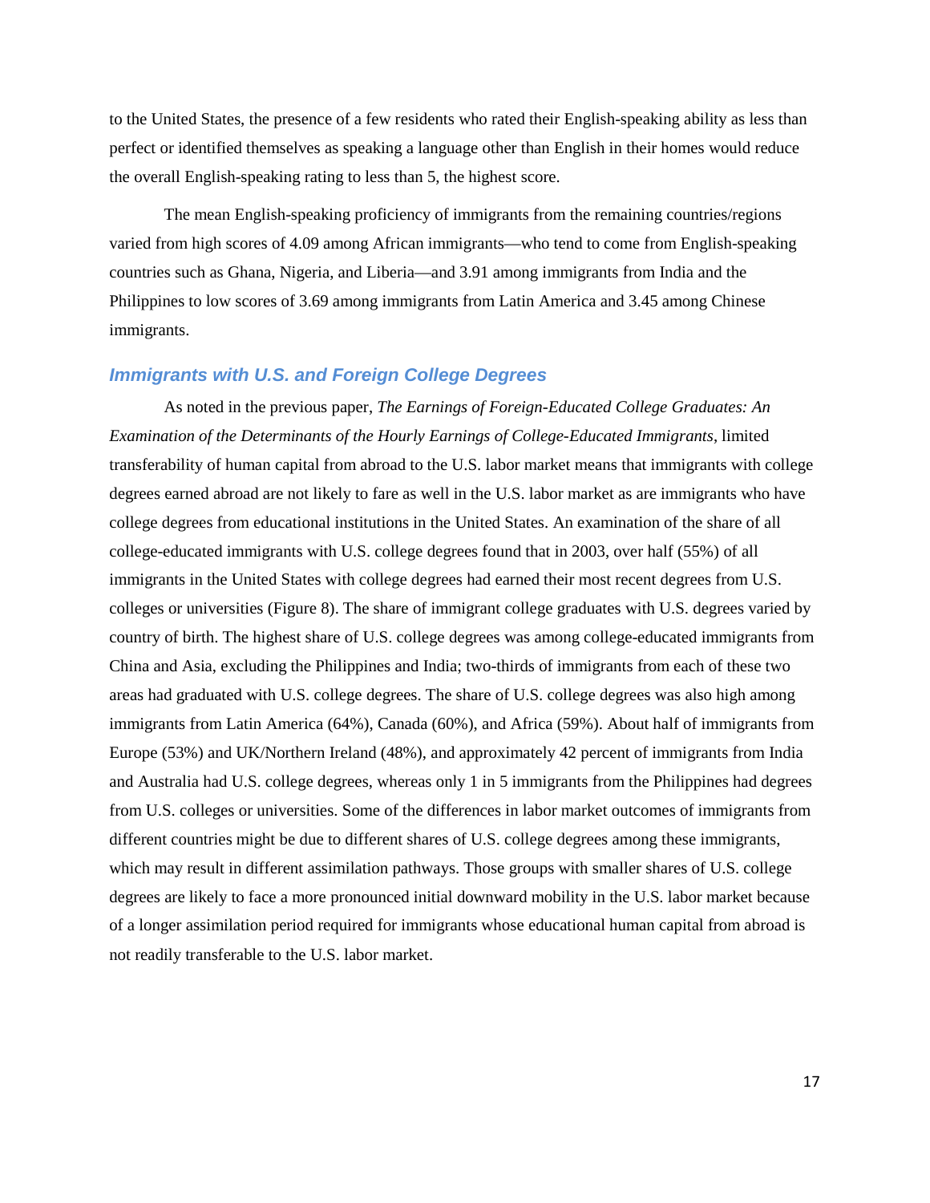to the United States, the presence of a few residents who rated their English-speaking ability as less than perfect or identified themselves as speaking a language other than English in their homes would reduce the overall English-speaking rating to less than 5, the highest score.

The mean English-speaking proficiency of immigrants from the remaining countries/regions varied from high scores of 4.09 among African immigrants—who tend to come from English-speaking countries such as Ghana, Nigeria, and Liberia—and 3.91 among immigrants from India and the Philippines to low scores of 3.69 among immigrants from Latin America and 3.45 among Chinese immigrants.

### *Immigrants with U.S. and Foreign College Degrees*

As noted in the previous paper, *The Earnings of Foreign-Educated College Graduates: An Examination of the Determinants of the Hourly Earnings of College-Educated Immigrants*, limited transferability of human capital from abroad to the U.S. labor market means that immigrants with college degrees earned abroad are not likely to fare as well in the U.S. labor market as are immigrants who have college degrees from educational institutions in the United States. An examination of the share of all college-educated immigrants with U.S. college degrees found that in 2003, over half (55%) of all immigrants in the United States with college degrees had earned their most recent degrees from U.S. colleges or universities (Figure 8). The share of immigrant college graduates with U.S. degrees varied by country of birth. The highest share of U.S. college degrees was among college-educated immigrants from China and Asia, excluding the Philippines and India; two-thirds of immigrants from each of these two areas had graduated with U.S. college degrees. The share of U.S. college degrees was also high among immigrants from Latin America (64%), Canada (60%), and Africa (59%). About half of immigrants from Europe (53%) and UK/Northern Ireland (48%), and approximately 42 percent of immigrants from India and Australia had U.S. college degrees, whereas only 1 in 5 immigrants from the Philippines had degrees from U.S. colleges or universities. Some of the differences in labor market outcomes of immigrants from different countries might be due to different shares of U.S. college degrees among these immigrants, which may result in different assimilation pathways. Those groups with smaller shares of U.S. college degrees are likely to face a more pronounced initial downward mobility in the U.S. labor market because of a longer assimilation period required for immigrants whose educational human capital from abroad is not readily transferable to the U.S. labor market.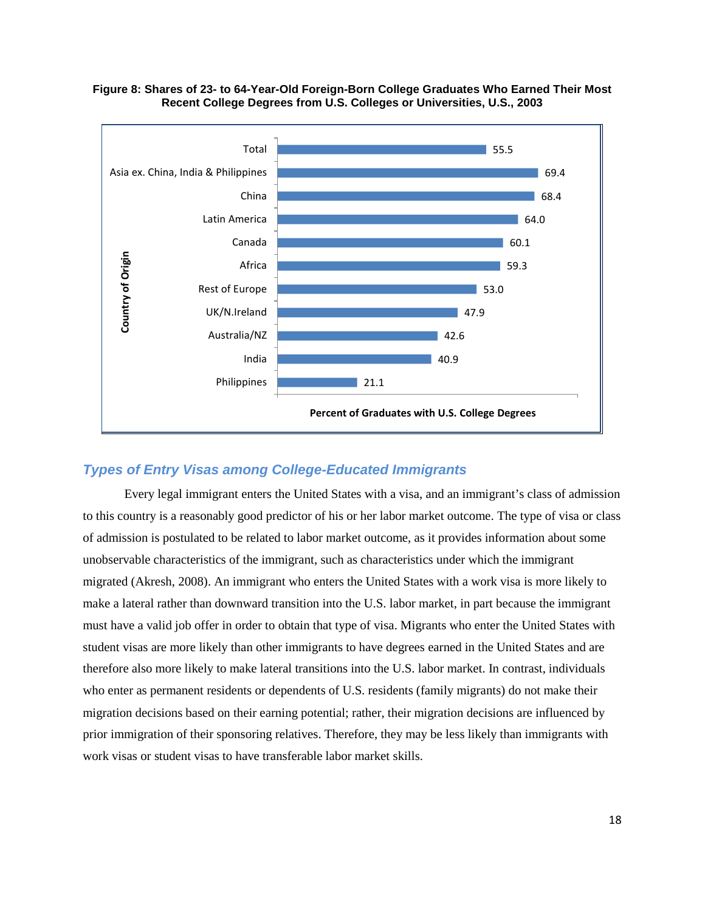**Figure 8: Shares of 23- to 64-Year-Old Foreign-Born College Graduates Who Earned Their Most Recent College Degrees from U.S. Colleges or Universities, U.S., 2003**

| Country of Origin | Percent of Graduates with U.S. College Degrees |
|---|---|
| Total | 55.5 |
| Asia ex. China, India & Philippines | 69.4 |
| China | 68.4 |
| Latin America | 64.0 |
| Canada | 60.1 |
| Africa | 59.3 |
| Rest of Europe | 53.0 |
| UK/N.Ireland | 47.9 |
| Australia/NZ | 42.6 |
| India | 40.9 |
| Philippines | 21.1 |

## *Types of Entry Visas among College-Educated Immigrants*

Every legal immigrant enters the United States with a visa, and an immigrant's class of admission to this country is a reasonably good predictor of his or her labor market outcome. The type of visa or class of admission is postulated to be related to labor market outcome, as it provides information about some unobservable characteristics of the immigrant, such as characteristics under which the immigrant migrated (Akresh, 2008). An immigrant who enters the United States with a work visa is more likely to make a lateral rather than downward transition into the U.S. labor market, in part because the immigrant must have a valid job offer in order to obtain that type of visa. Migrants who enter the United States with student visas are more likely than other immigrants to have degrees earned in the United States and are therefore also more likely to make lateral transitions into the U.S. labor market. In contrast, individuals who enter as permanent residents or dependents of U.S. residents (family migrants) do not make their migration decisions based on their earning potential; rather, their migration decisions are influenced by prior immigration of their sponsoring relatives. Therefore, they may be less likely than immigrants with work visas or student visas to have transferable labor market skills.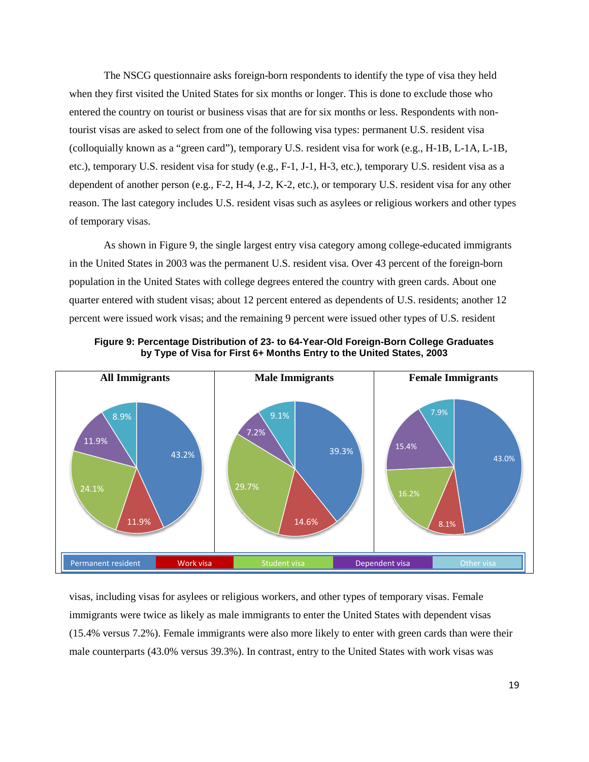The NSCG questionnaire asks foreign-born respondents to identify the type of visa they held when they first visited the United States for six months or longer. This is done to exclude those who entered the country on tourist or business visas that are for six months or less. Respondents with non-tourist visas are asked to select from one of the following visa types: permanent U.S. resident visa (colloquially known as a "green card"), temporary U.S. resident visa for work (e.g., H-1B, L-1A, L-1B, etc.), temporary U.S. resident visa for study (e.g., F-1, J-1, H-3, etc.), temporary U.S. resident visa as a dependent of another person (e.g., F-2, H-4, J-2, K-2, etc.), or temporary U.S. resident visa for any other reason. The last category includes U.S. resident visas such as asylees or religious workers and other types of temporary visas.

As shown in Figure 9, the single largest entry visa category among college-educated immigrants in the United States in 2003 was the permanent U.S. resident visa. Over 43 percent of the foreign-born population in the United States with college degrees entered the country with green cards. About one quarter entered with student visas; about 12 percent entered as dependents of U.S. residents; another 12 percent were issued work visas; and the remaining 9 percent were issued other types of U.S. resident

**Figure 9: Percentage Distribution of 23- to 64-Year-Old Foreign-Born College Graduates by Type of Visa for First 6+ Months Entry to the United States, 2003**

| Visa type | All Immigrants | Male Immigrants | Female Immigrants |
|---|---|---|---|
| Permanent resident | 43.2% | 39.3% | 43.0% |
| Work visa | 11.9% | 14.6% | 8.1% |
| Student visa | 24.1% | 29.7% | 16.2% |
| Dependent visa | 11.9% | 7.2% | 15.4% |
| Other visa | 8.9% | 9.1% | 7.9% |

visas, including visas for asylees or religious workers, and other types of temporary visas. Female immigrants were twice as likely as male immigrants to enter the United States with dependent visas (15.4% versus 7.2%). Female immigrants were also more likely to enter with green cards than were their male counterparts (43.0% versus 39.3%). In contrast, entry to the United States with work visas was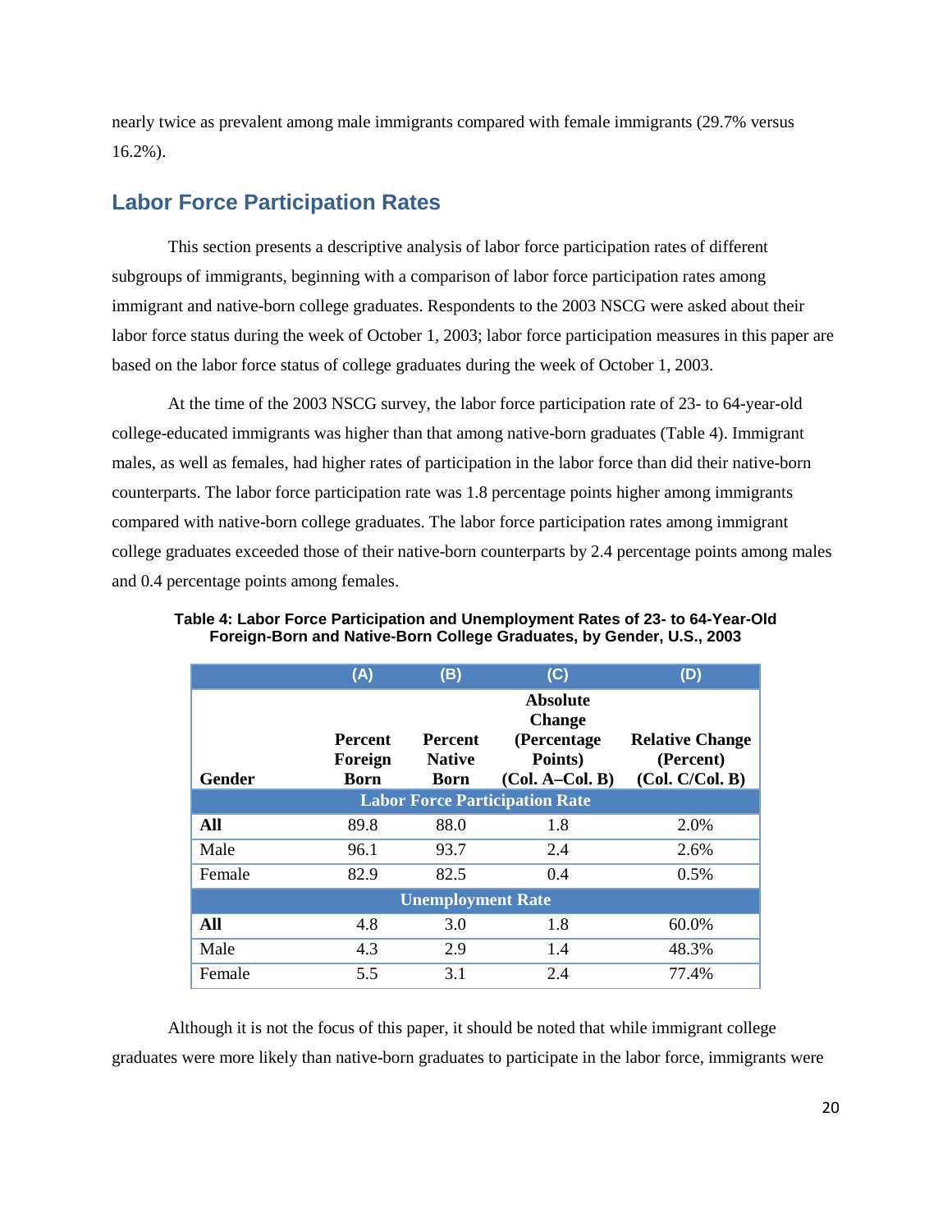nearly twice as prevalent among male immigrants compared with female immigrants (29.7% versus 16.2%).

## Labor Force Participation Rates

This section presents a descriptive analysis of labor force participation rates of different subgroups of immigrants, beginning with a comparison of labor force participation rates among immigrant and native-born college graduates. Respondents to the 2003 NSCG were asked about their labor force status during the week of October 1, 2003; labor force participation measures in this paper are based on the labor force status of college graduates during the week of October 1, 2003.

At the time of the 2003 NSCG survey, the labor force participation rate of 23- to 64-year-old college-educated immigrants was higher than that among native-born graduates (Table 4). Immigrant males, as well as females, had higher rates of participation in the labor force than did their native-born counterparts. The labor force participation rate was 1.8 percentage points higher among immigrants compared with native-born college graduates. The labor force participation rates among immigrant college graduates exceeded those of their native-born counterparts by 2.4 percentage points among males and 0.4 percentage points among females.

**Table 4: Labor Force Participation and Unemployment Rates of 23- to 64-Year-Old Foreign-Born and Native-Born College Graduates, by Gender, U.S., 2003**

| | (A) | (B) | (C) | (D) |
|---|---|---|---|---|
| **Gender** | **Percent Foreign Born** | **Percent Native Born** | **Absolute Change (Percentage Points) (Col. A–Col. B)** | **Relative Change (Percent) (Col. C/Col. B)** |
| **Labor Force Participation Rate** | | | | |
| **All** | 89.8 | 88.0 | 1.8 | 2.0% |
| Male | 96.1 | 93.7 | 2.4 | 2.6% |
| Female | 82.9 | 82.5 | 0.4 | 0.5% |
| **Unemployment Rate** | | | | |
| **All** | 4.8 | 3.0 | 1.8 | 60.0% |
| Male | 4.3 | 2.9 | 1.4 | 48.3% |
| Female | 5.5 | 3.1 | 2.4 | 77.4% |

Although it is not the focus of this paper, it should be noted that while immigrant college graduates were more likely than native-born graduates to participate in the labor force, immigrants were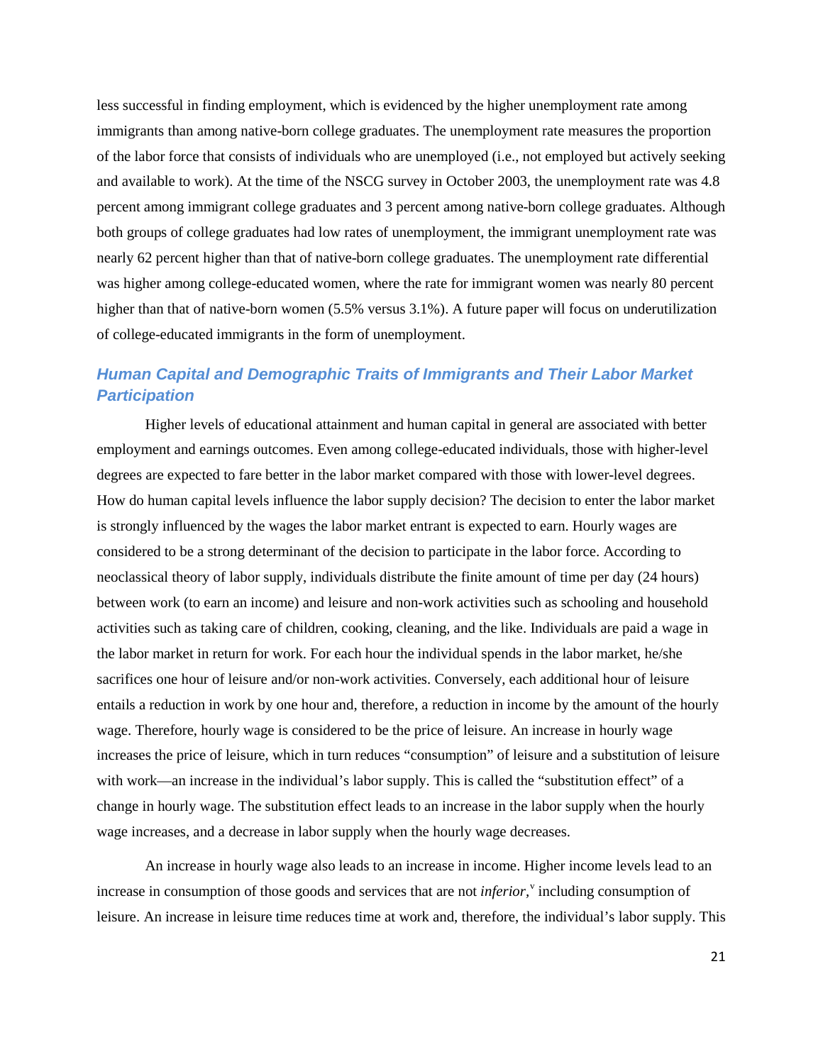less successful in finding employment, which is evidenced by the higher unemployment rate among immigrants than among native-born college graduates. The unemployment rate measures the proportion of the labor force that consists of individuals who are unemployed (i.e., not employed but actively seeking and available to work). At the time of the NSCG survey in October 2003, the unemployment rate was 4.8 percent among immigrant college graduates and 3 percent among native-born college graduates. Although both groups of college graduates had low rates of unemployment, the immigrant unemployment rate was nearly 62 percent higher than that of native-born college graduates. The unemployment rate differential was higher among college-educated women, where the rate for immigrant women was nearly 80 percent higher than that of native-born women (5.5% versus 3.1%). A future paper will focus on underutilization of college-educated immigrants in the form of unemployment.

### *Human Capital and Demographic Traits of Immigrants and Their Labor Market Participation*

Higher levels of educational attainment and human capital in general are associated with better employment and earnings outcomes. Even among college-educated individuals, those with higher-level degrees are expected to fare better in the labor market compared with those with lower-level degrees. How do human capital levels influence the labor supply decision? The decision to enter the labor market is strongly influenced by the wages the labor market entrant is expected to earn. Hourly wages are considered to be a strong determinant of the decision to participate in the labor force. According to neoclassical theory of labor supply, individuals distribute the finite amount of time per day (24 hours) between work (to earn an income) and leisure and non-work activities such as schooling and household activities such as taking care of children, cooking, cleaning, and the like. Individuals are paid a wage in the labor market in return for work. For each hour the individual spends in the labor market, he/she sacrifices one hour of leisure and/or non-work activities. Conversely, each additional hour of leisure entails a reduction in work by one hour and, therefore, a reduction in income by the amount of the hourly wage. Therefore, hourly wage is considered to be the price of leisure. An increase in hourly wage increases the price of leisure, which in turn reduces "consumption" of leisure and a substitution of leisure with work—an increase in the individual's labor supply. This is called the "substitution effect" of a change in hourly wage. The substitution effect leads to an increase in the labor supply when the hourly wage increases, and a decrease in labor supply when the hourly wage decreases.

An increase in hourly wage also leads to an increase in income. Higher income levels lead to an increase in consumption of those goods and services that are not *inferior*,[v] including consumption of leisure. An increase in leisure time reduces time at work and, therefore, the individual's labor supply. This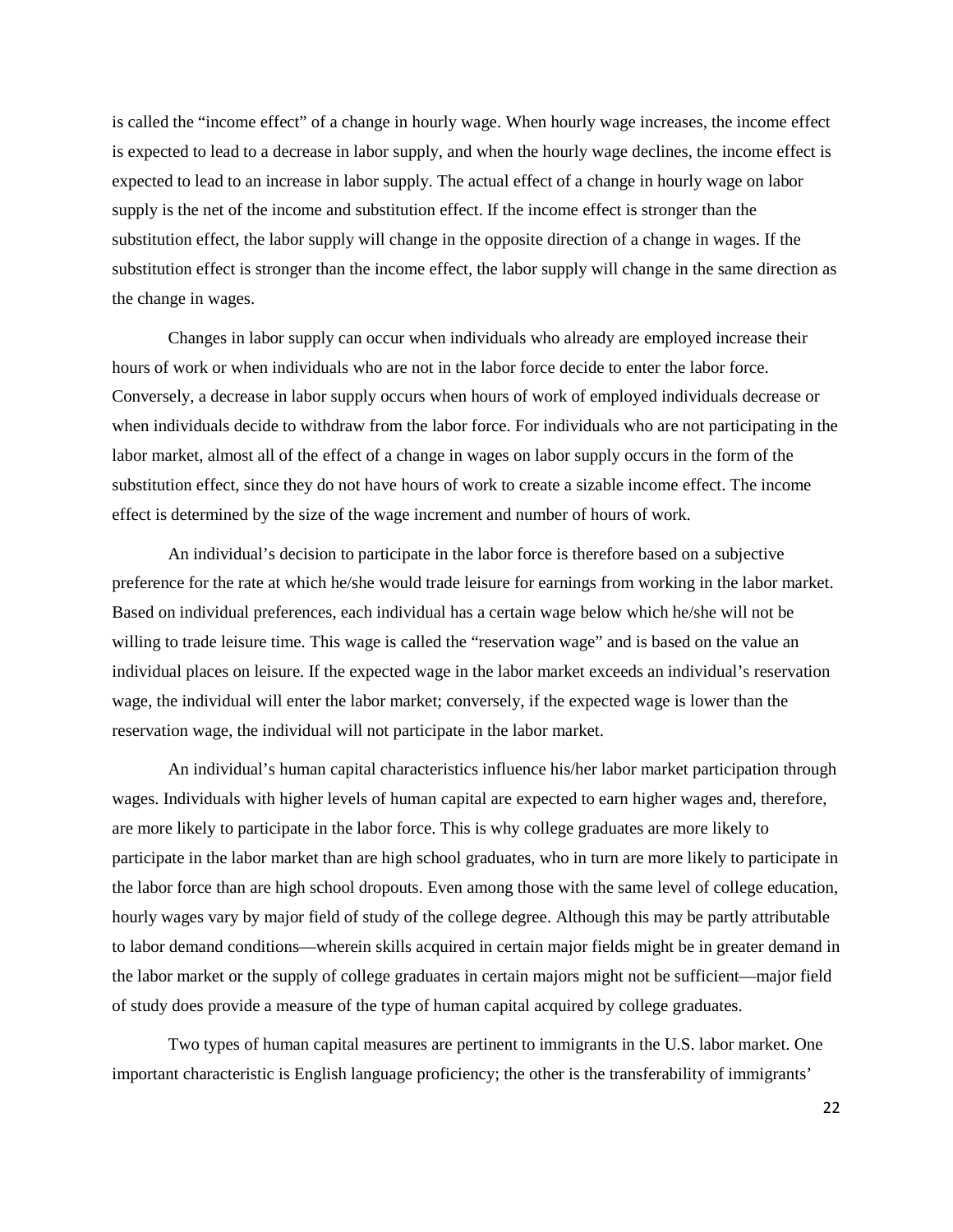is called the "income effect" of a change in hourly wage. When hourly wage increases, the income effect is expected to lead to a decrease in labor supply, and when the hourly wage declines, the income effect is expected to lead to an increase in labor supply. The actual effect of a change in hourly wage on labor supply is the net of the income and substitution effect. If the income effect is stronger than the substitution effect, the labor supply will change in the opposite direction of a change in wages. If the substitution effect is stronger than the income effect, the labor supply will change in the same direction as the change in wages.

Changes in labor supply can occur when individuals who already are employed increase their hours of work or when individuals who are not in the labor force decide to enter the labor force. Conversely, a decrease in labor supply occurs when hours of work of employed individuals decrease or when individuals decide to withdraw from the labor force. For individuals who are not participating in the labor market, almost all of the effect of a change in wages on labor supply occurs in the form of the substitution effect, since they do not have hours of work to create a sizable income effect. The income effect is determined by the size of the wage increment and number of hours of work.

An individual's decision to participate in the labor force is therefore based on a subjective preference for the rate at which he/she would trade leisure for earnings from working in the labor market. Based on individual preferences, each individual has a certain wage below which he/she will not be willing to trade leisure time. This wage is called the "reservation wage" and is based on the value an individual places on leisure. If the expected wage in the labor market exceeds an individual's reservation wage, the individual will enter the labor market; conversely, if the expected wage is lower than the reservation wage, the individual will not participate in the labor market.

An individual's human capital characteristics influence his/her labor market participation through wages. Individuals with higher levels of human capital are expected to earn higher wages and, therefore, are more likely to participate in the labor force. This is why college graduates are more likely to participate in the labor market than are high school graduates, who in turn are more likely to participate in the labor force than are high school dropouts. Even among those with the same level of college education, hourly wages vary by major field of study of the college degree. Although this may be partly attributable to labor demand conditions—wherein skills acquired in certain major fields might be in greater demand in the labor market or the supply of college graduates in certain majors might not be sufficient—major field of study does provide a measure of the type of human capital acquired by college graduates.

Two types of human capital measures are pertinent to immigrants in the U.S. labor market. One important characteristic is English language proficiency; the other is the transferability of immigrants'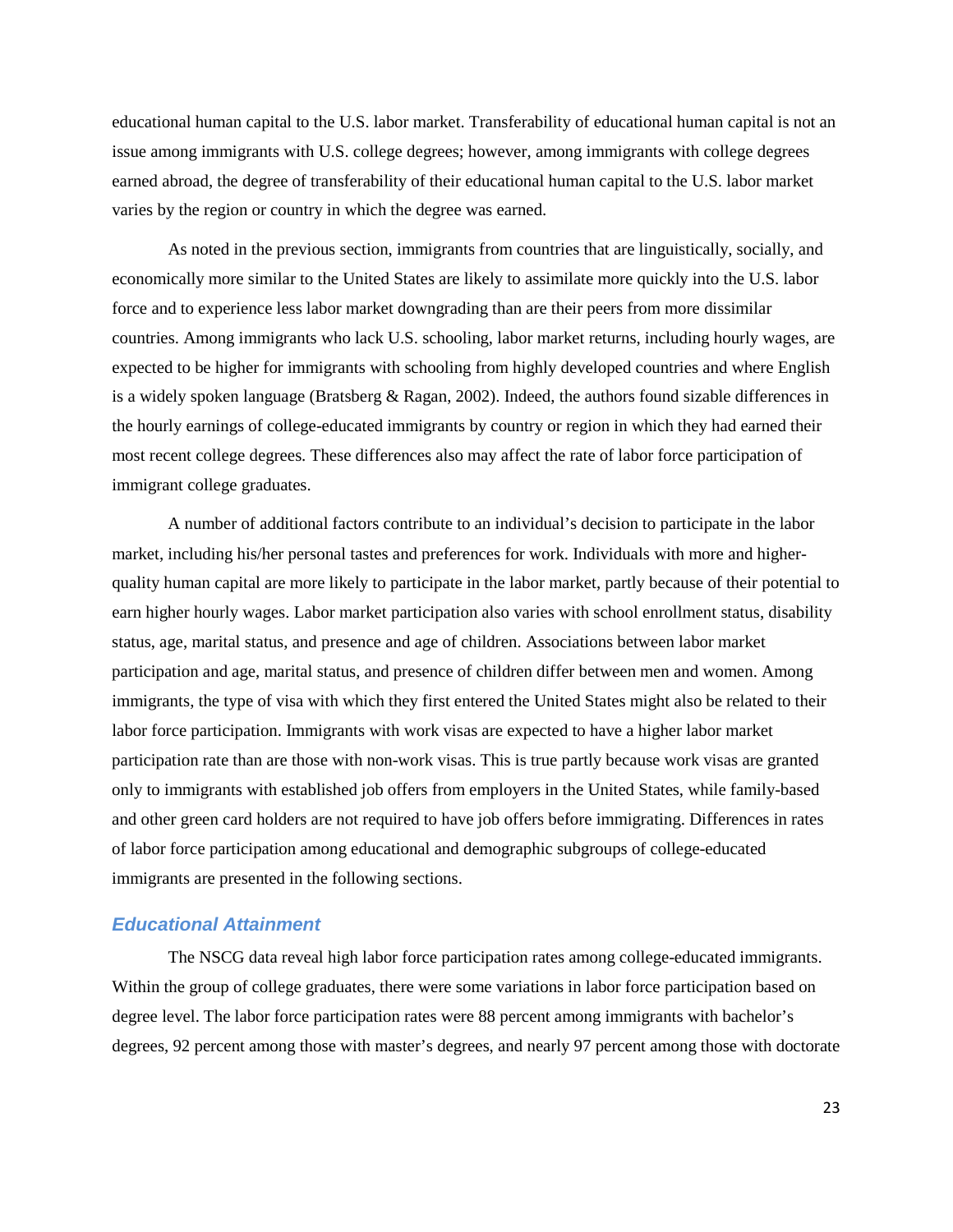educational human capital to the U.S. labor market. Transferability of educational human capital is not an issue among immigrants with U.S. college degrees; however, among immigrants with college degrees earned abroad, the degree of transferability of their educational human capital to the U.S. labor market varies by the region or country in which the degree was earned.

As noted in the previous section, immigrants from countries that are linguistically, socially, and economically more similar to the United States are likely to assimilate more quickly into the U.S. labor force and to experience less labor market downgrading than are their peers from more dissimilar countries. Among immigrants who lack U.S. schooling, labor market returns, including hourly wages, are expected to be higher for immigrants with schooling from highly developed countries and where English is a widely spoken language (Bratsberg & Ragan, 2002). Indeed, the authors found sizable differences in the hourly earnings of college-educated immigrants by country or region in which they had earned their most recent college degrees. These differences also may affect the rate of labor force participation of immigrant college graduates.

A number of additional factors contribute to an individual's decision to participate in the labor market, including his/her personal tastes and preferences for work. Individuals with more and higher-quality human capital are more likely to participate in the labor market, partly because of their potential to earn higher hourly wages. Labor market participation also varies with school enrollment status, disability status, age, marital status, and presence and age of children. Associations between labor market participation and age, marital status, and presence of children differ between men and women. Among immigrants, the type of visa with which they first entered the United States might also be related to their labor force participation. Immigrants with work visas are expected to have a higher labor market participation rate than are those with non-work visas. This is true partly because work visas are granted only to immigrants with established job offers from employers in the United States, while family-based and other green card holders are not required to have job offers before immigrating. Differences in rates of labor force participation among educational and demographic subgroups of college-educated immigrants are presented in the following sections.

### *Educational Attainment*

The NSCG data reveal high labor force participation rates among college-educated immigrants. Within the group of college graduates, there were some variations in labor force participation based on degree level. The labor force participation rates were 88 percent among immigrants with bachelor's degrees, 92 percent among those with master's degrees, and nearly 97 percent among those with doctorate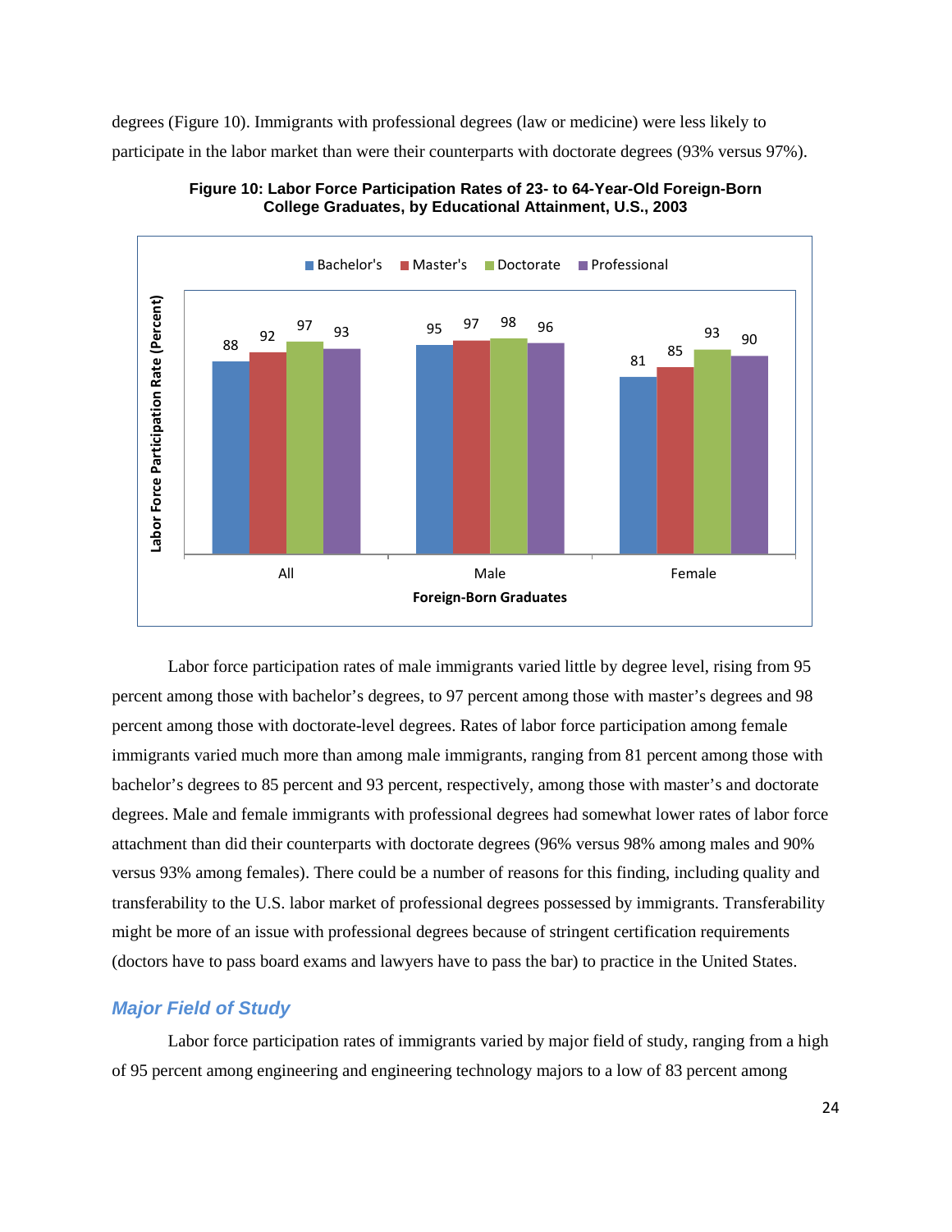degrees (Figure 10). Immigrants with professional degrees (law or medicine) were less likely to participate in the labor market than were their counterparts with doctorate degrees (93% versus 97%).

**Figure 10: Labor Force Participation Rates of 23- to 64-Year-Old Foreign-Born College Graduates, by Educational Attainment, U.S., 2003**

| Foreign-Born Graduates | Bachelor's | Master's | Doctorate | Professional |
|---|---|---|---|---|
| All | 88 | 92 | 97 | 93 |
| Male | 95 | 97 | 98 | 96 |
| Female | 81 | 85 | 93 | 90 |

Labor force participation rates of male immigrants varied little by degree level, rising from 95 percent among those with bachelor's degrees, to 97 percent among those with master's degrees and 98 percent among those with doctorate-level degrees. Rates of labor force participation among female immigrants varied much more than among male immigrants, ranging from 81 percent among those with bachelor's degrees to 85 percent and 93 percent, respectively, among those with master's and doctorate degrees. Male and female immigrants with professional degrees had somewhat lower rates of labor force attachment than did their counterparts with doctorate degrees (96% versus 98% among males and 90% versus 93% among females). There could be a number of reasons for this finding, including quality and transferability to the U.S. labor market of professional degrees possessed by immigrants. Transferability might be more of an issue with professional degrees because of stringent certification requirements (doctors have to pass board exams and lawyers have to pass the bar) to practice in the United States.

### *Major Field of Study*

Labor force participation rates of immigrants varied by major field of study, ranging from a high of 95 percent among engineering and engineering technology majors to a low of 83 percent among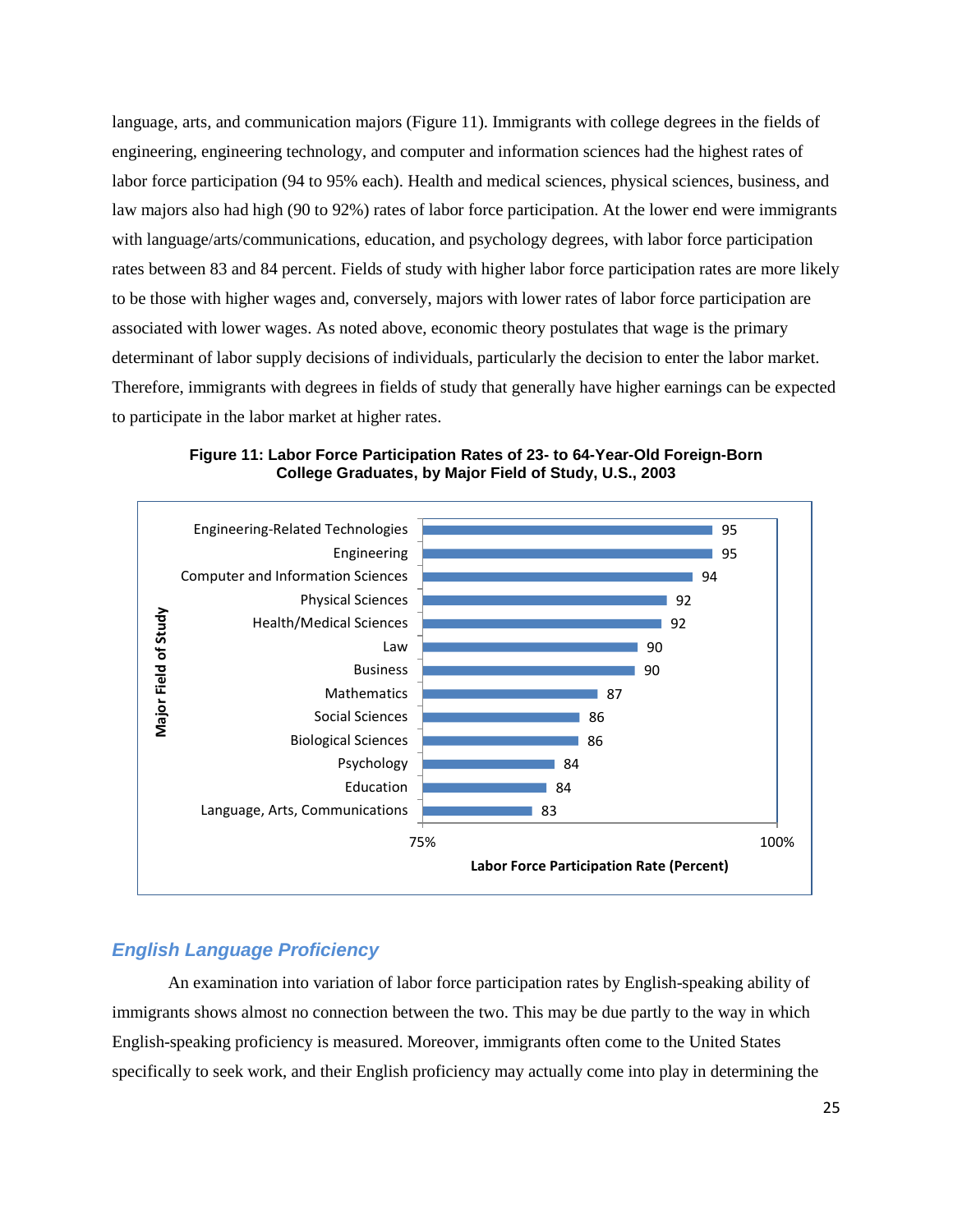language, arts, and communication majors (Figure 11). Immigrants with college degrees in the fields of engineering, engineering technology, and computer and information sciences had the highest rates of labor force participation (94 to 95% each). Health and medical sciences, physical sciences, business, and law majors also had high (90 to 92%) rates of labor force participation. At the lower end were immigrants with language/arts/communications, education, and psychology degrees, with labor force participation rates between 83 and 84 percent. Fields of study with higher labor force participation rates are more likely to be those with higher wages and, conversely, majors with lower rates of labor force participation are associated with lower wages. As noted above, economic theory postulates that wage is the primary determinant of labor supply decisions of individuals, particularly the decision to enter the labor market. Therefore, immigrants with degrees in fields of study that generally have higher earnings can be expected to participate in the labor market at higher rates.

**Figure 11: Labor Force Participation Rates of 23- to 64-Year-Old Foreign-Born College Graduates, by Major Field of Study, U.S., 2003**

| Major Field of Study | Labor Force Participation Rate (Percent) |
| --- | --- |
| Engineering-Related Technologies | 95 |
| Engineering | 95 |
| Computer and Information Sciences | 94 |
| Physical Sciences | 92 |
| Health/Medical Sciences | 92 |
| Law | 90 |
| Business | 90 |
| Mathematics | 87 |
| Social Sciences | 86 |
| Biological Sciences | 86 |
| Psychology | 84 |
| Education | 84 |
| Language, Arts, Communications | 83 |

## *English Language Proficiency*

An examination into variation of labor force participation rates by English-speaking ability of immigrants shows almost no connection between the two. This may be due partly to the way in which English-speaking proficiency is measured. Moreover, immigrants often come to the United States specifically to seek work, and their English proficiency may actually come into play in determining the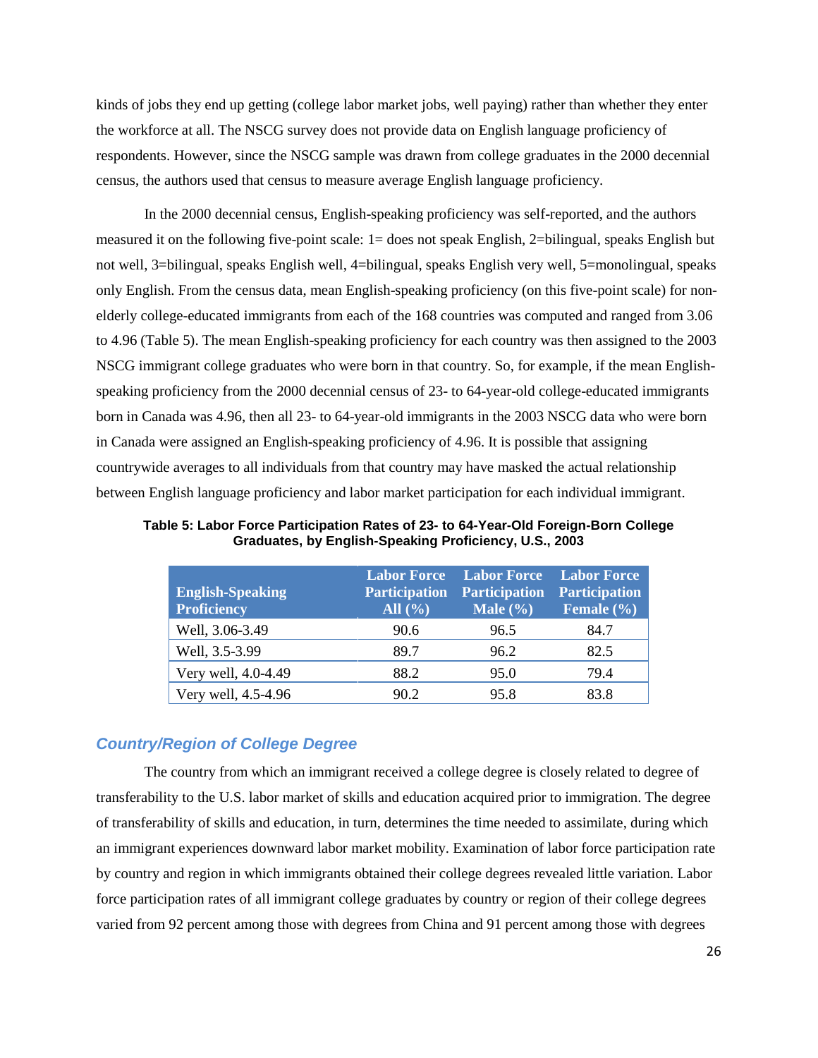kinds of jobs they end up getting (college labor market jobs, well paying) rather than whether they enter the workforce at all. The NSCG survey does not provide data on English language proficiency of respondents. However, since the NSCG sample was drawn from college graduates in the 2000 decennial census, the authors used that census to measure average English language proficiency.

In the 2000 decennial census, English-speaking proficiency was self-reported, and the authors measured it on the following five-point scale: 1= does not speak English, 2=bilingual, speaks English but not well, 3=bilingual, speaks English well, 4=bilingual, speaks English very well, 5=monolingual, speaks only English. From the census data, mean English-speaking proficiency (on this five-point scale) for non-elderly college-educated immigrants from each of the 168 countries was computed and ranged from 3.06 to 4.96 (Table 5). The mean English-speaking proficiency for each country was then assigned to the 2003 NSCG immigrant college graduates who were born in that country. So, for example, if the mean English-speaking proficiency from the 2000 decennial census of 23- to 64-year-old college-educated immigrants born in Canada was 4.96, then all 23- to 64-year-old immigrants in the 2003 NSCG data who were born in Canada were assigned an English-speaking proficiency of 4.96. It is possible that assigning countrywide averages to all individuals from that country may have masked the actual relationship between English language proficiency and labor market participation for each individual immigrant.

**Table 5: Labor Force Participation Rates of 23- to 64-Year-Old Foreign-Born College Graduates, by English-Speaking Proficiency, U.S., 2003**

| English-Speaking Proficiency | Labor Force Participation All (%) | Labor Force Participation Male (%) | Labor Force Participation Female (%) |
|---|---|---|---|
| Well, 3.06-3.49 | 90.6 | 96.5 | 84.7 |
| Well, 3.5-3.99 | 89.7 | 96.2 | 82.5 |
| Very well, 4.0-4.49 | 88.2 | 95.0 | 79.4 |
| Very well, 4.5-4.96 | 90.2 | 95.8 | 83.8 |

### *Country/Region of College Degree*

The country from which an immigrant received a college degree is closely related to degree of transferability to the U.S. labor market of skills and education acquired prior to immigration. The degree of transferability of skills and education, in turn, determines the time needed to assimilate, during which an immigrant experiences downward labor market mobility. Examination of labor force participation rate by country and region in which immigrants obtained their college degrees revealed little variation. Labor force participation rates of all immigrant college graduates by country or region of their college degrees varied from 92 percent among those with degrees from China and 91 percent among those with degrees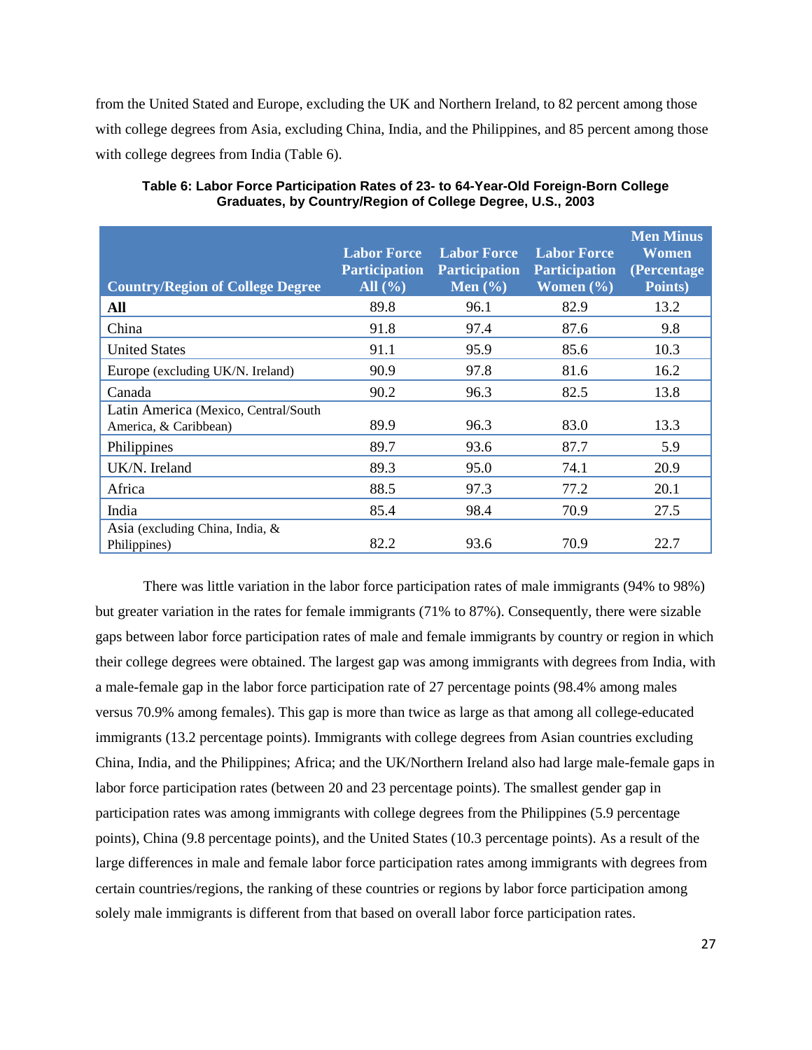from the United Stated and Europe, excluding the UK and Northern Ireland, to 82 percent among those with college degrees from Asia, excluding China, India, and the Philippines, and 85 percent among those with college degrees from India (Table 6).

**Table 6: Labor Force Participation Rates of 23- to 64-Year-Old Foreign-Born College Graduates, by Country/Region of College Degree, U.S., 2003**

| Country/Region of College Degree | Labor Force Participation All (%) | Labor Force Participation Men (%) | Labor Force Participation Women (%) | Men Minus Women (Percentage Points) |
|---|---|---|---|---|
| **All** | 89.8 | 96.1 | 82.9 | 13.2 |
| China | 91.8 | 97.4 | 87.6 | 9.8 |
| United States | 91.1 | 95.9 | 85.6 | 10.3 |
| Europe (excluding UK/N. Ireland) | 90.9 | 97.8 | 81.6 | 16.2 |
| Canada | 90.2 | 96.3 | 82.5 | 13.8 |
| Latin America (Mexico, Central/South America, & Caribbean) | 89.9 | 96.3 | 83.0 | 13.3 |
| Philippines | 89.7 | 93.6 | 87.7 | 5.9 |
| UK/N. Ireland | 89.3 | 95.0 | 74.1 | 20.9 |
| Africa | 88.5 | 97.3 | 77.2 | 20.1 |
| India | 85.4 | 98.4 | 70.9 | 27.5 |
| Asia (excluding China, India, & Philippines) | 82.2 | 93.6 | 70.9 | 22.7 |

There was little variation in the labor force participation rates of male immigrants (94% to 98%) but greater variation in the rates for female immigrants (71% to 87%). Consequently, there were sizable gaps between labor force participation rates of male and female immigrants by country or region in which their college degrees were obtained. The largest gap was among immigrants with degrees from India, with a male-female gap in the labor force participation rate of 27 percentage points (98.4% among males versus 70.9% among females). This gap is more than twice as large as that among all college-educated immigrants (13.2 percentage points). Immigrants with college degrees from Asian countries excluding China, India, and the Philippines; Africa; and the UK/Northern Ireland also had large male-female gaps in labor force participation rates (between 20 and 23 percentage points). The smallest gender gap in participation rates was among immigrants with college degrees from the Philippines (5.9 percentage points), China (9.8 percentage points), and the United States (10.3 percentage points). As a result of the large differences in male and female labor force participation rates among immigrants with degrees from certain countries/regions, the ranking of these countries or regions by labor force participation among solely male immigrants is different from that based on overall labor force participation rates.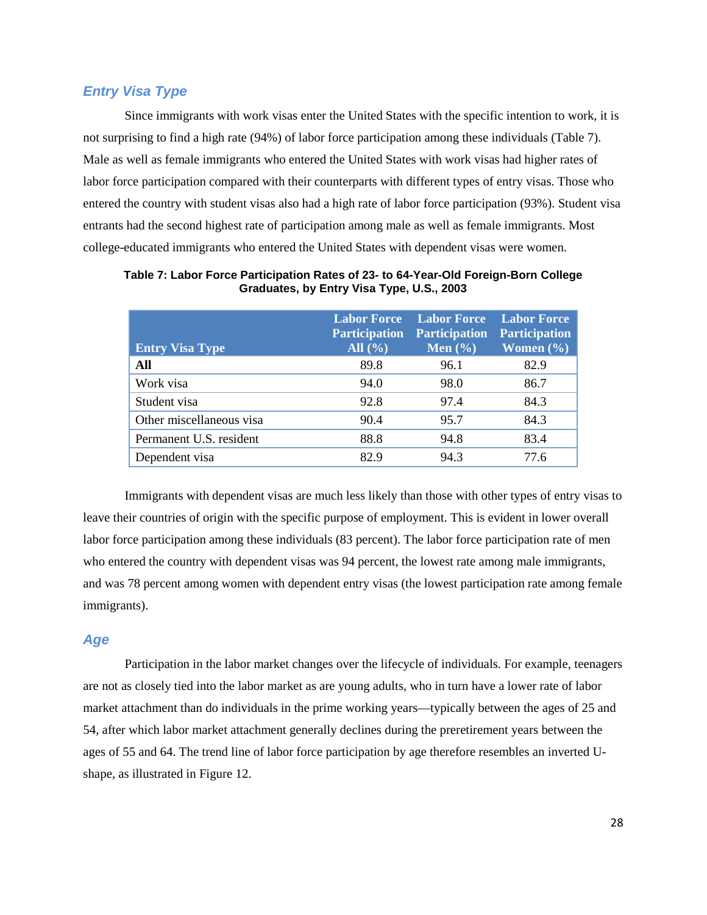### *Entry Visa Type*

Since immigrants with work visas enter the United States with the specific intention to work, it is not surprising to find a high rate (94%) of labor force participation among these individuals (Table 7). Male as well as female immigrants who entered the United States with work visas had higher rates of labor force participation compared with their counterparts with different types of entry visas. Those who entered the country with student visas also had a high rate of labor force participation (93%). Student visa entrants had the second highest rate of participation among male as well as female immigrants. Most college-educated immigrants who entered the United States with dependent visas were women.

**Table 7: Labor Force Participation Rates of 23- to 64-Year-Old Foreign-Born College Graduates, by Entry Visa Type, U.S., 2003**

| Entry Visa Type | Labor Force Participation All (%) | Labor Force Participation Men (%) | Labor Force Participation Women (%) |
|---|---|---|---|
| **All** | 89.8 | 96.1 | 82.9 |
| Work visa | 94.0 | 98.0 | 86.7 |
| Student visa | 92.8 | 97.4 | 84.3 |
| Other miscellaneous visa | 90.4 | 95.7 | 84.3 |
| Permanent U.S. resident | 88.8 | 94.8 | 83.4 |
| Dependent visa | 82.9 | 94.3 | 77.6 |

Immigrants with dependent visas are much less likely than those with other types of entry visas to leave their countries of origin with the specific purpose of employment. This is evident in lower overall labor force participation among these individuals (83 percent). The labor force participation rate of men who entered the country with dependent visas was 94 percent, the lowest rate among male immigrants, and was 78 percent among women with dependent entry visas (the lowest participation rate among female immigrants).

### *Age*

Participation in the labor market changes over the lifecycle of individuals. For example, teenagers are not as closely tied into the labor market as are young adults, who in turn have a lower rate of labor market attachment than do individuals in the prime working years—typically between the ages of 25 and 54, after which labor market attachment generally declines during the preretirement years between the ages of 55 and 64. The trend line of labor force participation by age therefore resembles an inverted U-shape, as illustrated in Figure 12.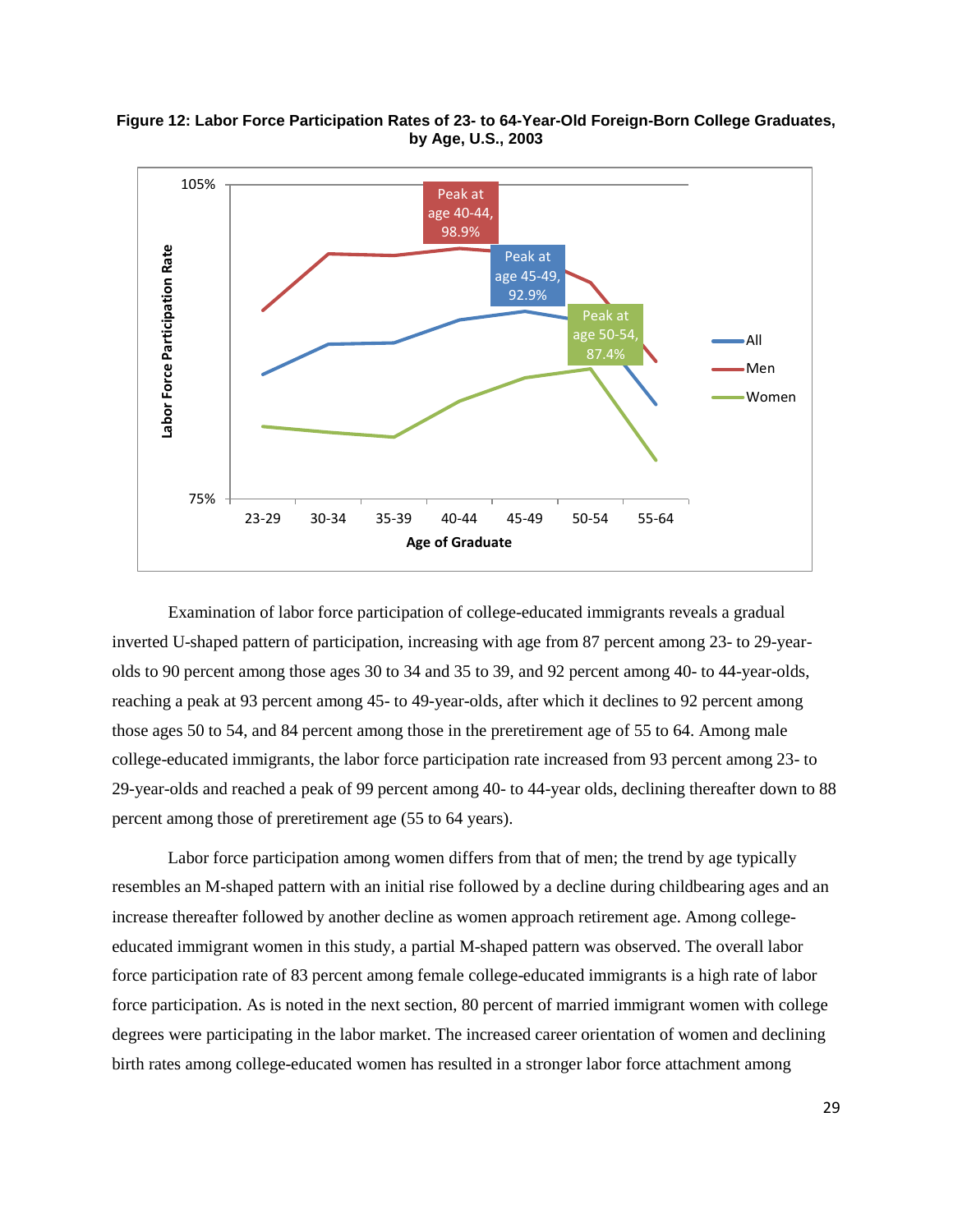**Figure 12: Labor Force Participation Rates of 23- to 64-Year-Old Foreign-Born College Graduates, by Age, U.S., 2003**

Examination of labor force participation of college-educated immigrants reveals a gradual inverted U-shaped pattern of participation, increasing with age from 87 percent among 23- to 29-year-olds to 90 percent among those ages 30 to 34 and 35 to 39, and 92 percent among 40- to 44-year-olds, reaching a peak at 93 percent among 45- to 49-year-olds, after which it declines to 92 percent among those ages 50 to 54, and 84 percent among those in the preretirement age of 55 to 64. Among male college-educated immigrants, the labor force participation rate increased from 93 percent among 23- to 29-year-olds and reached a peak of 99 percent among 40- to 44-year olds, declining thereafter down to 88 percent among those of preretirement age (55 to 64 years).

Labor force participation among women differs from that of men; the trend by age typically resembles an M-shaped pattern with an initial rise followed by a decline during childbearing ages and an increase thereafter followed by another decline as women approach retirement age. Among college-educated immigrant women in this study, a partial M-shaped pattern was observed. The overall labor force participation rate of 83 percent among female college-educated immigrants is a high rate of labor force participation. As is noted in the next section, 80 percent of married immigrant women with college degrees were participating in the labor market. The increased career orientation of women and declining birth rates among college-educated women has resulted in a stronger labor force attachment among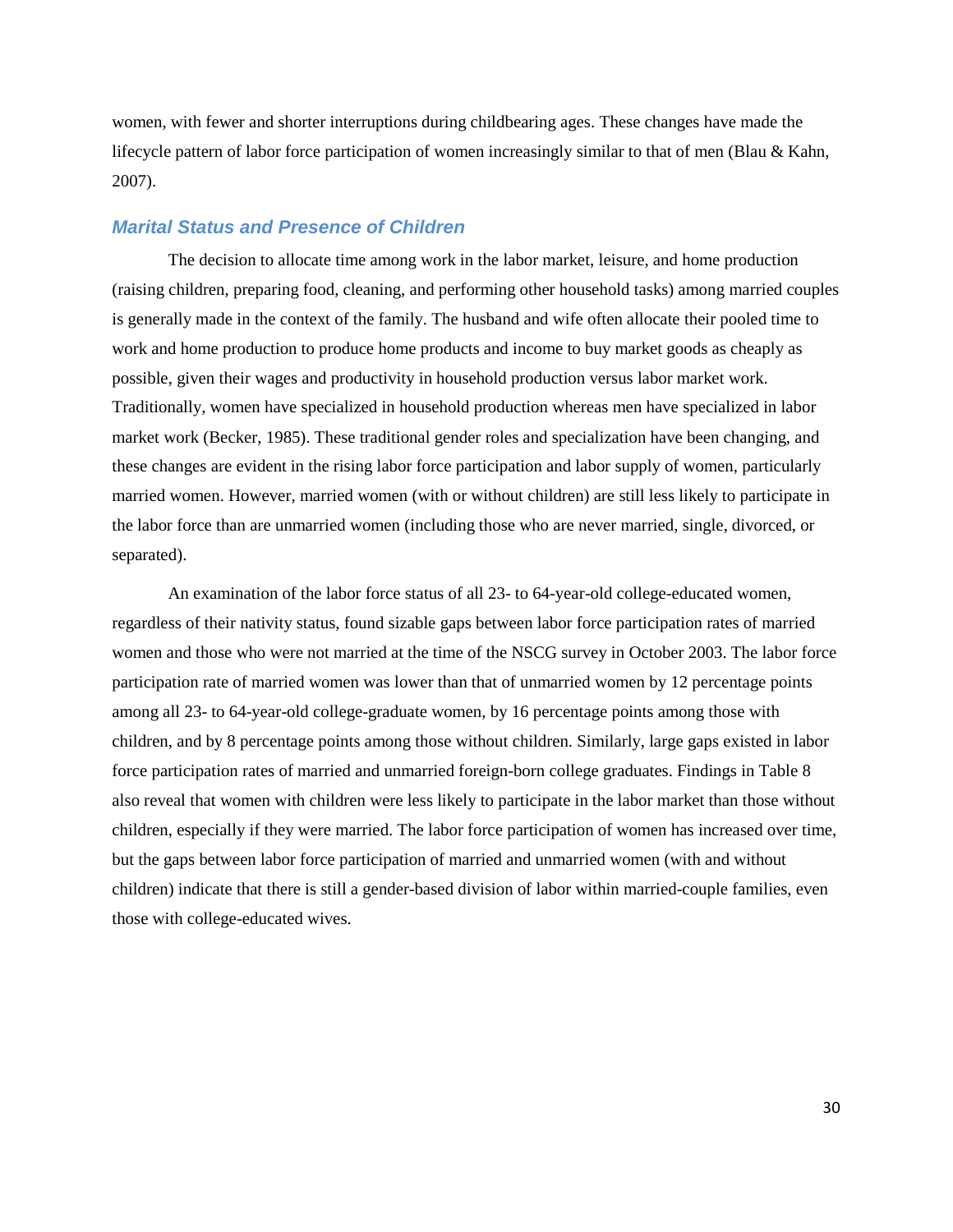women, with fewer and shorter interruptions during childbearing ages. These changes have made the lifecycle pattern of labor force participation of women increasingly similar to that of men (Blau & Kahn, 2007).

### *Marital Status and Presence of Children*

The decision to allocate time among work in the labor market, leisure, and home production (raising children, preparing food, cleaning, and performing other household tasks) among married couples is generally made in the context of the family. The husband and wife often allocate their pooled time to work and home production to produce home products and income to buy market goods as cheaply as possible, given their wages and productivity in household production versus labor market work. Traditionally, women have specialized in household production whereas men have specialized in labor market work (Becker, 1985). These traditional gender roles and specialization have been changing, and these changes are evident in the rising labor force participation and labor supply of women, particularly married women. However, married women (with or without children) are still less likely to participate in the labor force than are unmarried women (including those who are never married, single, divorced, or separated).

An examination of the labor force status of all 23- to 64-year-old college-educated women, regardless of their nativity status, found sizable gaps between labor force participation rates of married women and those who were not married at the time of the NSCG survey in October 2003. The labor force participation rate of married women was lower than that of unmarried women by 12 percentage points among all 23- to 64-year-old college-graduate women, by 16 percentage points among those with children, and by 8 percentage points among those without children. Similarly, large gaps existed in labor force participation rates of married and unmarried foreign-born college graduates. Findings in Table 8 also reveal that women with children were less likely to participate in the labor market than those without children, especially if they were married. The labor force participation of women has increased over time, but the gaps between labor force participation of married and unmarried women (with and without children) indicate that there is still a gender-based division of labor within married-couple families, even those with college-educated wives.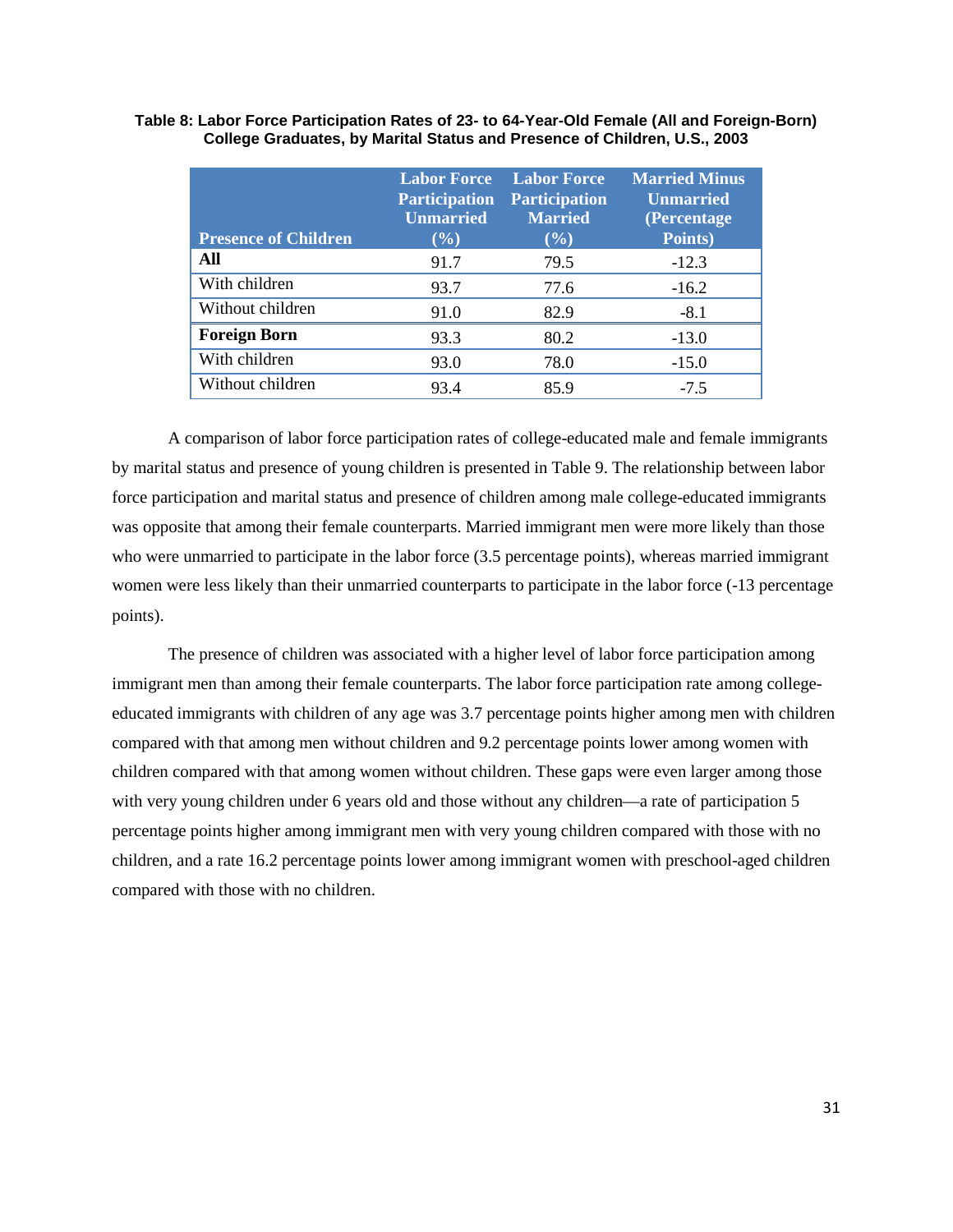**Table 8: Labor Force Participation Rates of 23- to 64-Year-Old Female (All and Foreign-Born) College Graduates, by Marital Status and Presence of Children, U.S., 2003**

| Presence of Children | Labor Force Participation Unmarried (%) | Labor Force Participation Married (%) | Married Minus Unmarried (Percentage Points) |
|---|---|---|---|
| **All** | 91.7 | 79.5 | -12.3 |
| With children | 93.7 | 77.6 | -16.2 |
| Without children | 91.0 | 82.9 | -8.1 |
| **Foreign Born** | 93.3 | 80.2 | -13.0 |
| With children | 93.0 | 78.0 | -15.0 |
| Without children | 93.4 | 85.9 | -7.5 |

A comparison of labor force participation rates of college-educated male and female immigrants by marital status and presence of young children is presented in Table 9. The relationship between labor force participation and marital status and presence of children among male college-educated immigrants was opposite that among their female counterparts. Married immigrant men were more likely than those who were unmarried to participate in the labor force (3.5 percentage points), whereas married immigrant women were less likely than their unmarried counterparts to participate in the labor force (-13 percentage points).

The presence of children was associated with a higher level of labor force participation among immigrant men than among their female counterparts. The labor force participation rate among college-educated immigrants with children of any age was 3.7 percentage points higher among men with children compared with that among men without children and 9.2 percentage points lower among women with children compared with that among women without children. These gaps were even larger among those with very young children under 6 years old and those without any children—a rate of participation 5 percentage points higher among immigrant men with very young children compared with those with no children, and a rate 16.2 percentage points lower among immigrant women with preschool-aged children compared with those with no children.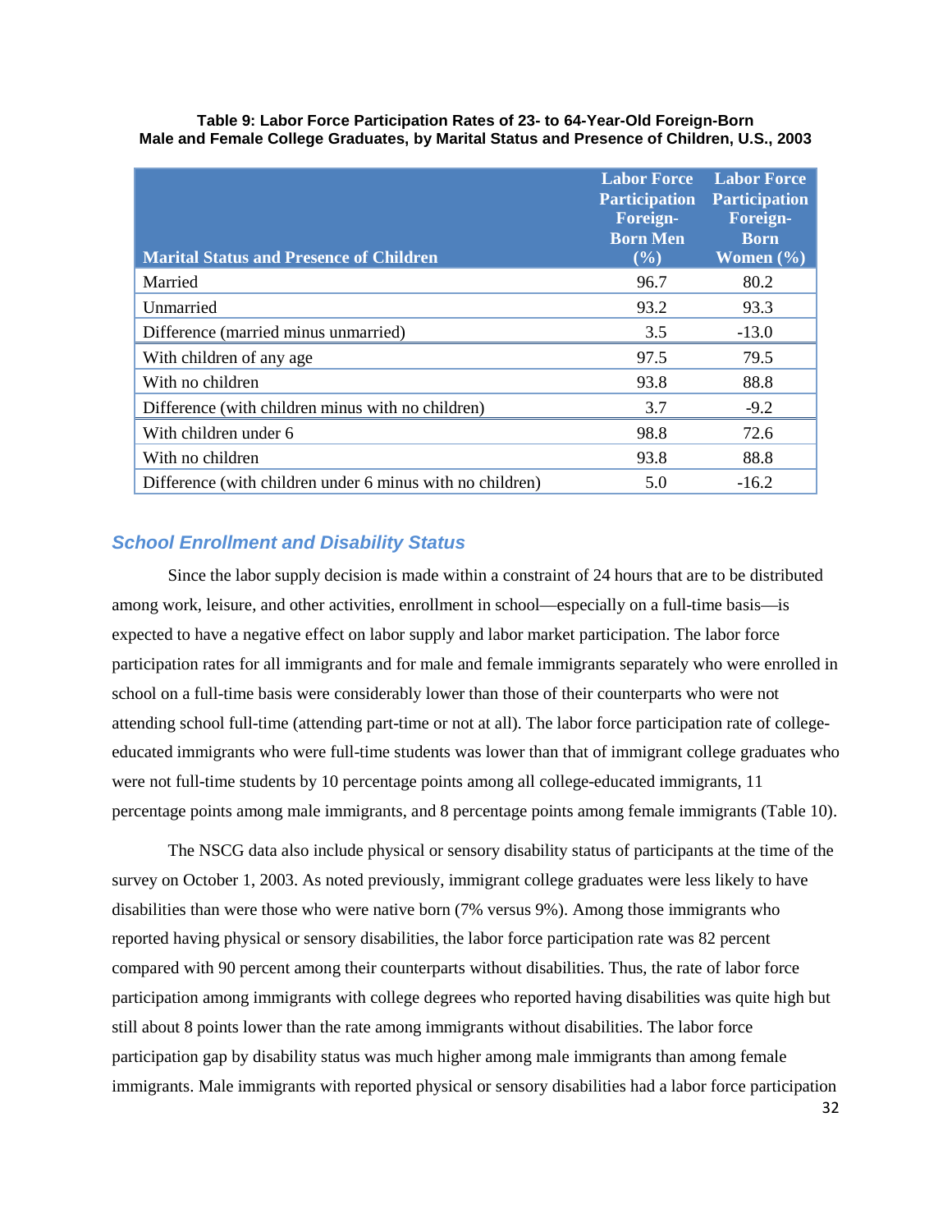**Table 9: Labor Force Participation Rates of 23- to 64-Year-Old Foreign-Born Male and Female College Graduates, by Marital Status and Presence of Children, U.S., 2003**

| Marital Status and Presence of Children | Labor Force Participation Foreign-Born Men (%) | Labor Force Participation Foreign-Born Women (%) |
|---|---|---|
| Married | 96.7 | 80.2 |
| Unmarried | 93.2 | 93.3 |
| Difference (married minus unmarried) | 3.5 | -13.0 |
| With children of any age | 97.5 | 79.5 |
| With no children | 93.8 | 88.8 |
| Difference (with children minus with no children) | 3.7 | -9.2 |
| With children under 6 | 98.8 | 72.6 |
| With no children | 93.8 | 88.8 |
| Difference (with children under 6 minus with no children) | 5.0 | -16.2 |

### *School Enrollment and Disability Status*

Since the labor supply decision is made within a constraint of 24 hours that are to be distributed among work, leisure, and other activities, enrollment in school—especially on a full-time basis—is expected to have a negative effect on labor supply and labor market participation. The labor force participation rates for all immigrants and for male and female immigrants separately who were enrolled in school on a full-time basis were considerably lower than those of their counterparts who were not attending school full-time (attending part-time or not at all). The labor force participation rate of college-educated immigrants who were full-time students was lower than that of immigrant college graduates who were not full-time students by 10 percentage points among all college-educated immigrants, 11 percentage points among male immigrants, and 8 percentage points among female immigrants (Table 10).

The NSCG data also include physical or sensory disability status of participants at the time of the survey on October 1, 2003. As noted previously, immigrant college graduates were less likely to have disabilities than were those who were native born (7% versus 9%). Among those immigrants who reported having physical or sensory disabilities, the labor force participation rate was 82 percent compared with 90 percent among their counterparts without disabilities. Thus, the rate of labor force participation among immigrants with college degrees who reported having disabilities was quite high but still about 8 points lower than the rate among immigrants without disabilities. The labor force participation gap by disability status was much higher among male immigrants than among female immigrants. Male immigrants with reported physical or sensory disabilities had a labor force participation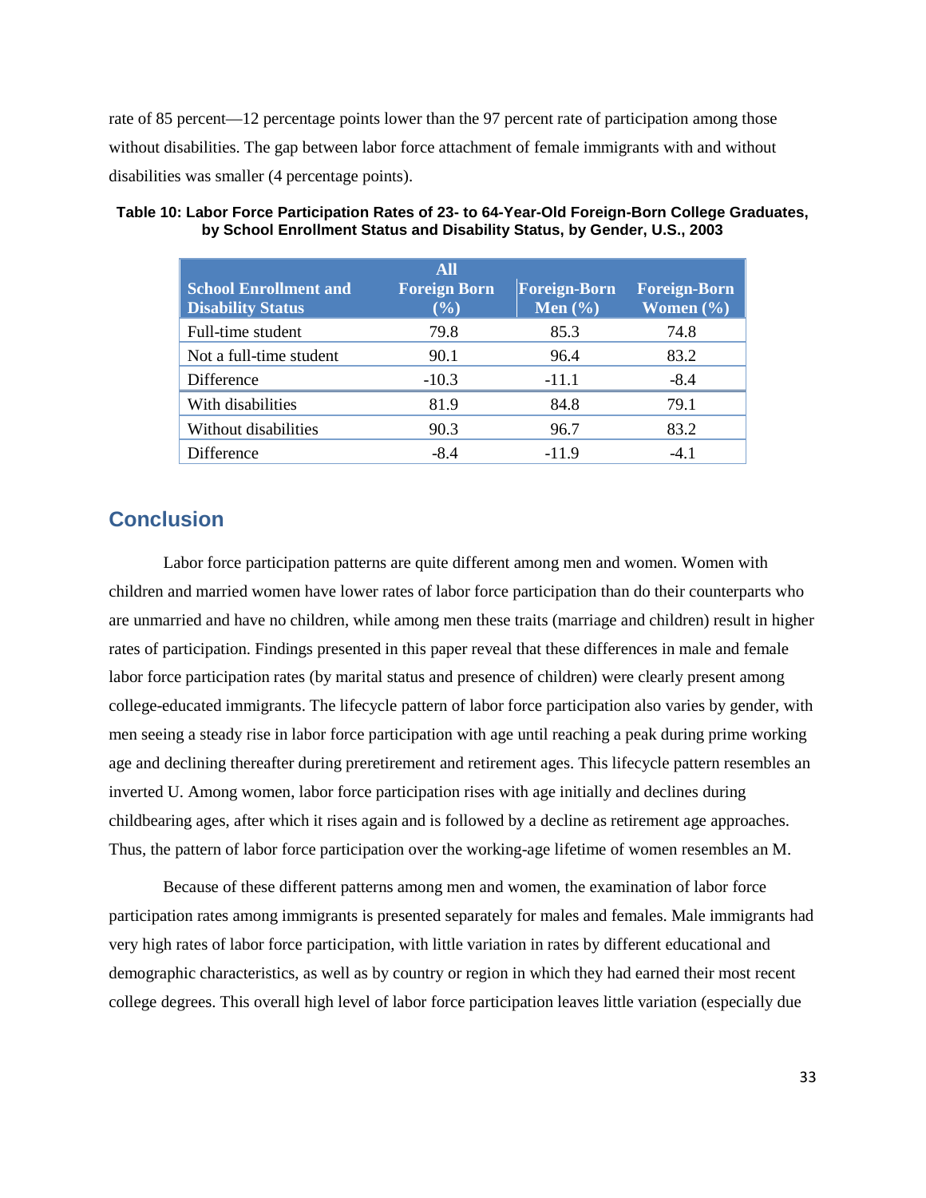rate of 85 percent—12 percentage points lower than the 97 percent rate of participation among those without disabilities. The gap between labor force attachment of female immigrants with and without disabilities was smaller (4 percentage points).

**Table 10: Labor Force Participation Rates of 23- to 64-Year-Old Foreign-Born College Graduates, by School Enrollment Status and Disability Status, by Gender, U.S., 2003**

| School Enrollment and Disability Status | All Foreign Born (%) | Foreign-Born Men (%) | Foreign-Born Women (%) |
|---|---|---|---|
| Full-time student | 79.8 | 85.3 | 74.8 |
| Not a full-time student | 90.1 | 96.4 | 83.2 |
| Difference | -10.3 | -11.1 | -8.4 |
| With disabilities | 81.9 | 84.8 | 79.1 |
| Without disabilities | 90.3 | 96.7 | 83.2 |
| Difference | -8.4 | -11.9 | -4.1 |

## Conclusion

Labor force participation patterns are quite different among men and women. Women with children and married women have lower rates of labor force participation than do their counterparts who are unmarried and have no children, while among men these traits (marriage and children) result in higher rates of participation. Findings presented in this paper reveal that these differences in male and female labor force participation rates (by marital status and presence of children) were clearly present among college-educated immigrants. The lifecycle pattern of labor force participation also varies by gender, with men seeing a steady rise in labor force participation with age until reaching a peak during prime working age and declining thereafter during preretirement and retirement ages. This lifecycle pattern resembles an inverted U. Among women, labor force participation rises with age initially and declines during childbearing ages, after which it rises again and is followed by a decline as retirement age approaches. Thus, the pattern of labor force participation over the working-age lifetime of women resembles an M.

Because of these different patterns among men and women, the examination of labor force participation rates among immigrants is presented separately for males and females. Male immigrants had very high rates of labor force participation, with little variation in rates by different educational and demographic characteristics, as well as by country or region in which they had earned their most recent college degrees. This overall high level of labor force participation leaves little variation (especially due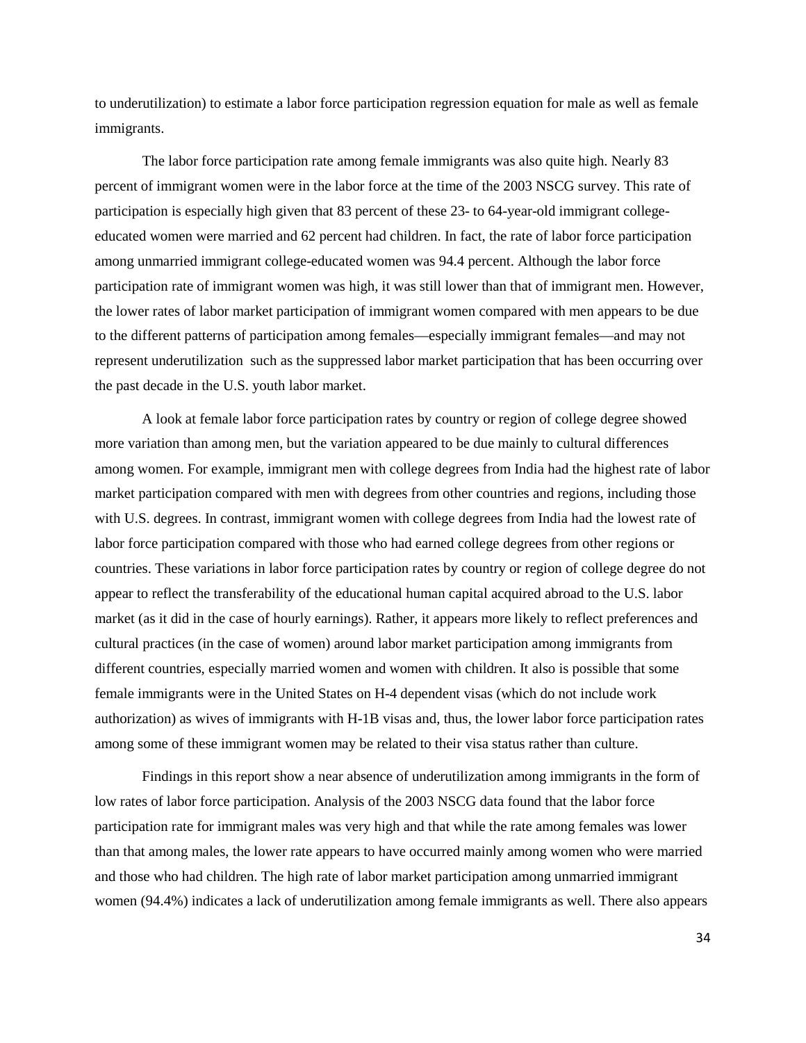to underutilization) to estimate a labor force participation regression equation for male as well as female immigrants.

The labor force participation rate among female immigrants was also quite high. Nearly 83 percent of immigrant women were in the labor force at the time of the 2003 NSCG survey. This rate of participation is especially high given that 83 percent of these 23- to 64-year-old immigrant college-educated women were married and 62 percent had children. In fact, the rate of labor force participation among unmarried immigrant college-educated women was 94.4 percent. Although the labor force participation rate of immigrant women was high, it was still lower than that of immigrant men. However, the lower rates of labor market participation of immigrant women compared with men appears to be due to the different patterns of participation among females—especially immigrant females—and may not represent underutilization such as the suppressed labor market participation that has been occurring over the past decade in the U.S. youth labor market.

A look at female labor force participation rates by country or region of college degree showed more variation than among men, but the variation appeared to be due mainly to cultural differences among women. For example, immigrant men with college degrees from India had the highest rate of labor market participation compared with men with degrees from other countries and regions, including those with U.S. degrees. In contrast, immigrant women with college degrees from India had the lowest rate of labor force participation compared with those who had earned college degrees from other regions or countries. These variations in labor force participation rates by country or region of college degree do not appear to reflect the transferability of the educational human capital acquired abroad to the U.S. labor market (as it did in the case of hourly earnings). Rather, it appears more likely to reflect preferences and cultural practices (in the case of women) around labor market participation among immigrants from different countries, especially married women and women with children. It also is possible that some female immigrants were in the United States on H-4 dependent visas (which do not include work authorization) as wives of immigrants with H-1B visas and, thus, the lower labor force participation rates among some of these immigrant women may be related to their visa status rather than culture.

Findings in this report show a near absence of underutilization among immigrants in the form of low rates of labor force participation. Analysis of the 2003 NSCG data found that the labor force participation rate for immigrant males was very high and that while the rate among females was lower than that among males, the lower rate appears to have occurred mainly among women who were married and those who had children. The high rate of labor market participation among unmarried immigrant women (94.4%) indicates a lack of underutilization among female immigrants as well. There also appears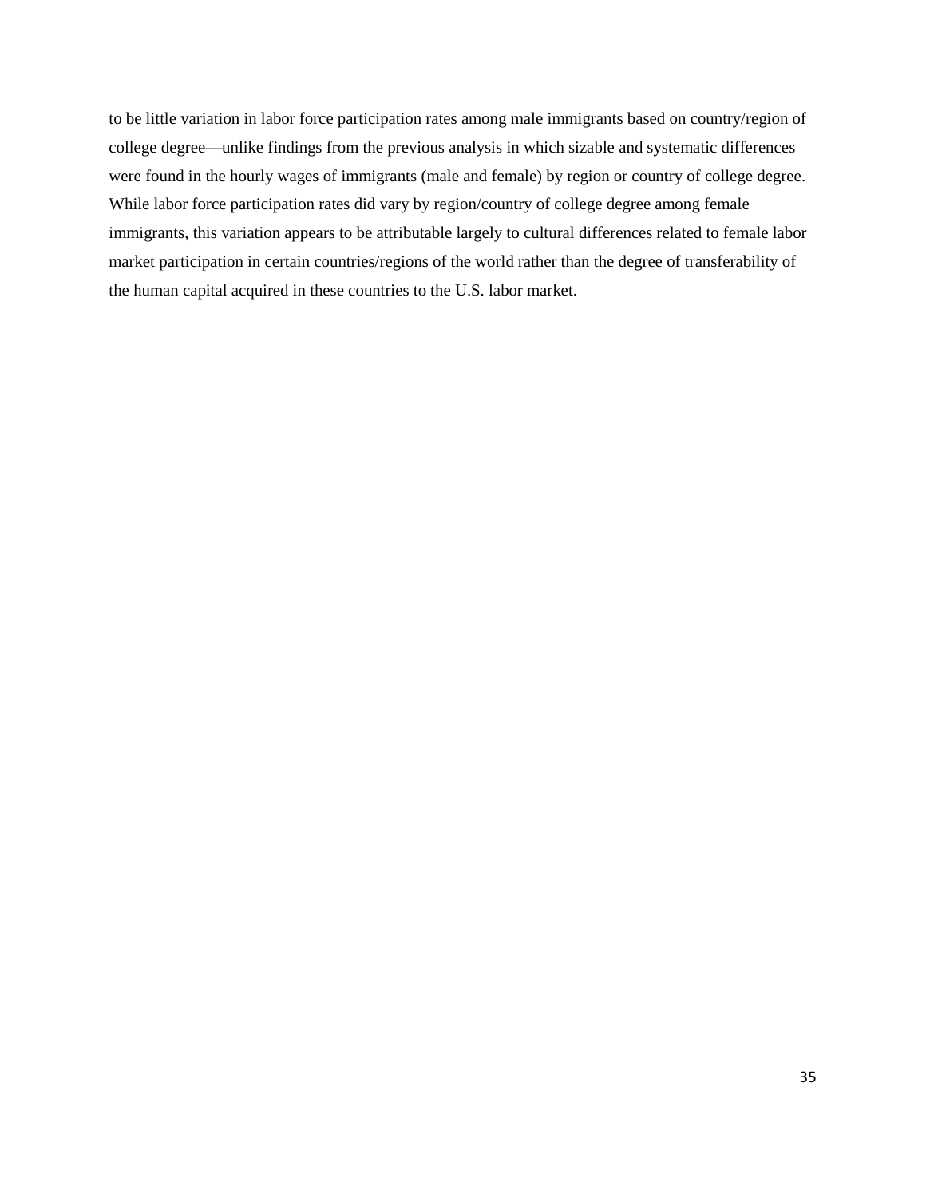to be little variation in labor force participation rates among male immigrants based on country/region of college degree—unlike findings from the previous analysis in which sizable and systematic differences were found in the hourly wages of immigrants (male and female) by region or country of college degree. While labor force participation rates did vary by region/country of college degree among female immigrants, this variation appears to be attributable largely to cultural differences related to female labor market participation in certain countries/regions of the world rather than the degree of transferability of the human capital acquired in these countries to the U.S. labor market.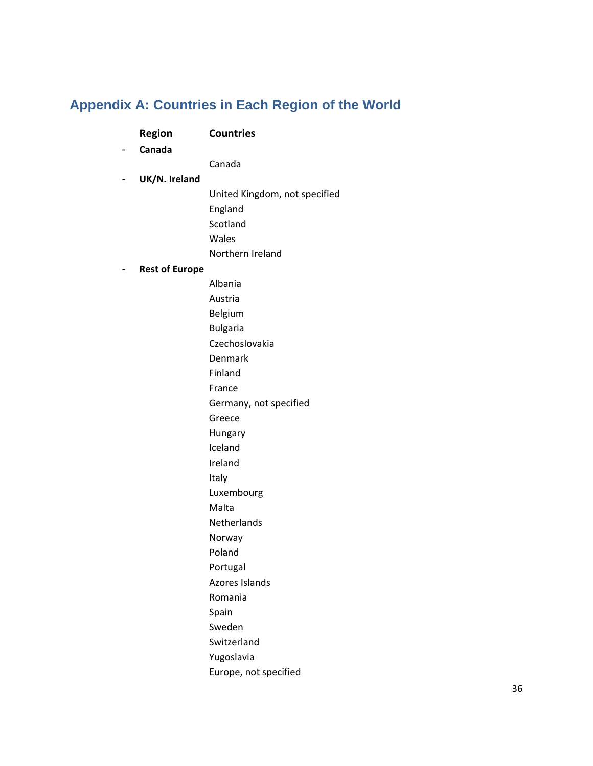## Appendix A: Countries in Each Region of the World

| Region | Countries |
|---|---|
| - **Canada** | |
| | Canada |
| - **UK/N. Ireland** | |
| | United Kingdom, not specified |
| | England |
| | Scotland |
| | Wales |
| | Northern Ireland |
| - **Rest of Europe** | |
| | Albania |
| | Austria |
| | Belgium |
| | Bulgaria |
| | Czechoslovakia |
| | Denmark |
| | Finland |
| | France |
| | Germany, not specified |
| | Greece |
| | Hungary |
| | Iceland |
| | Ireland |
| | Italy |
| | Luxembourg |
| | Malta |
| | Netherlands |
| | Norway |
| | Poland |
| | Portugal |
| | Azores Islands |
| | Romania |
| | Spain |
| | Sweden |
| | Switzerland |
| | Yugoslavia |
| | Europe, not specified |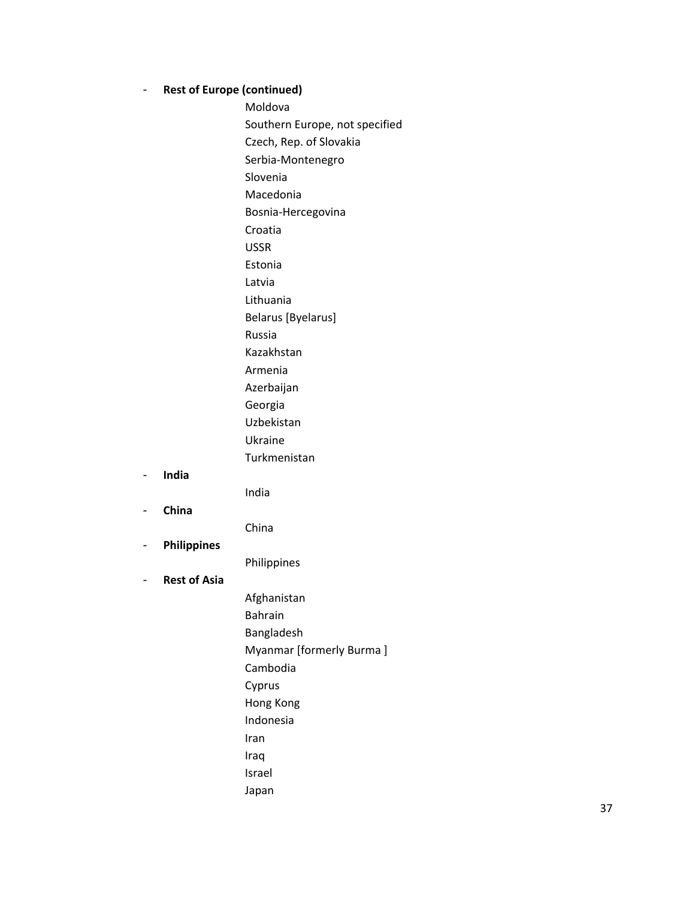- **Rest of Europe (continued)**
  - Moldova
  - Southern Europe, not specified
  - Czech, Rep. of Slovakia
  - Serbia-Montenegro
  - Slovenia
  - Macedonia
  - Bosnia-Hercegovina
  - Croatia
  - USSR
  - Estonia
  - Latvia
  - Lithuania
  - Belarus [Byelarus]
  - Russia
  - Kazakhstan
  - Armenia
  - Azerbaijan
  - Georgia
  - Uzbekistan
  - Ukraine
  - Turkmenistan
- **India**
  - India
- **China**
  - China
- **Philippines**
  - Philippines
- **Rest of Asia**
  - Afghanistan
  - Bahrain
  - Bangladesh
  - Myanmar [formerly Burma ]
  - Cambodia
  - Cyprus
  - Hong Kong
  - Indonesia
  - Iran
  - Iraq
  - Israel
  - Japan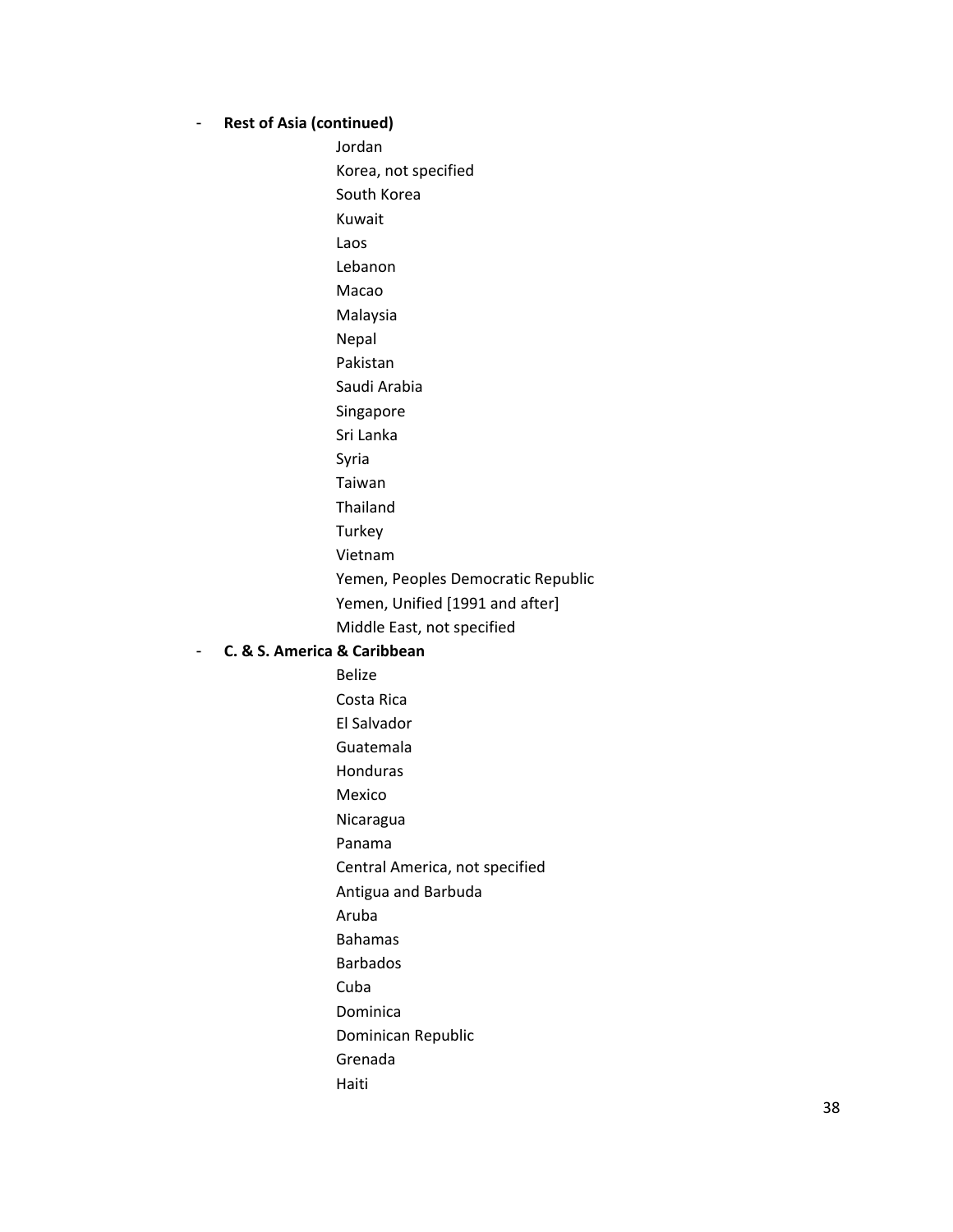- **Rest of Asia (continued)**
  - Jordan
  - Korea, not specified
  - South Korea
  - Kuwait
  - Laos
  - Lebanon
  - Macao
  - Malaysia
  - Nepal
  - Pakistan
  - Saudi Arabia
  - Singapore
  - Sri Lanka
  - Syria
  - Taiwan
  - Thailand
  - Turkey
  - Vietnam
  - Yemen, Peoples Democratic Republic
  - Yemen, Unified [1991 and after]
  - Middle East, not specified
- **C. & S. America & Caribbean**
  - Belize
  - Costa Rica
  - El Salvador
  - Guatemala
  - Honduras
  - Mexico
  - Nicaragua
  - Panama
  - Central America, not specified
  - Antigua and Barbuda
  - Aruba
  - Bahamas
  - Barbados
  - Cuba
  - Dominica
  - Dominican Republic
  - Grenada
  - Haiti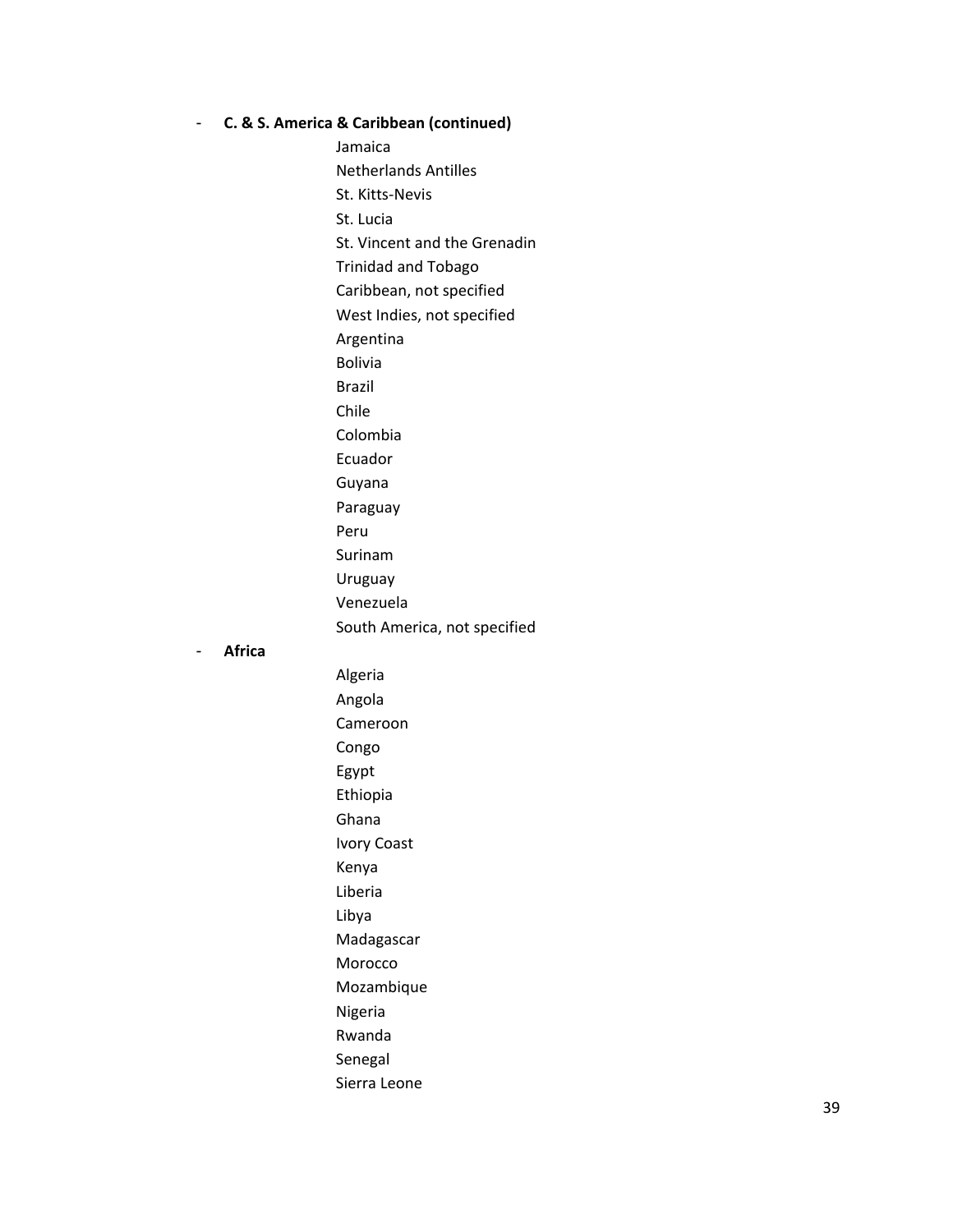- **C. & S. America & Caribbean (continued)**
  - Jamaica
  - Netherlands Antilles
  - St. Kitts-Nevis
  - St. Lucia
  - St. Vincent and the Grenadin
  - Trinidad and Tobago
  - Caribbean, not specified
  - West Indies, not specified
  - Argentina
  - Bolivia
  - Brazil
  - Chile
  - Colombia
  - Ecuador
  - Guyana
  - Paraguay
  - Peru
  - Surinam
  - Uruguay
  - Venezuela
  - South America, not specified
- **Africa**
  - Algeria
  - Angola
  - Cameroon
  - Congo
  - Egypt
  - Ethiopia
  - Ghana
  - Ivory Coast
  - Kenya
  - Liberia
  - Libya
  - Madagascar
  - Morocco
  - Mozambique
  - Nigeria
  - Rwanda
  - Senegal
  - Sierra Leone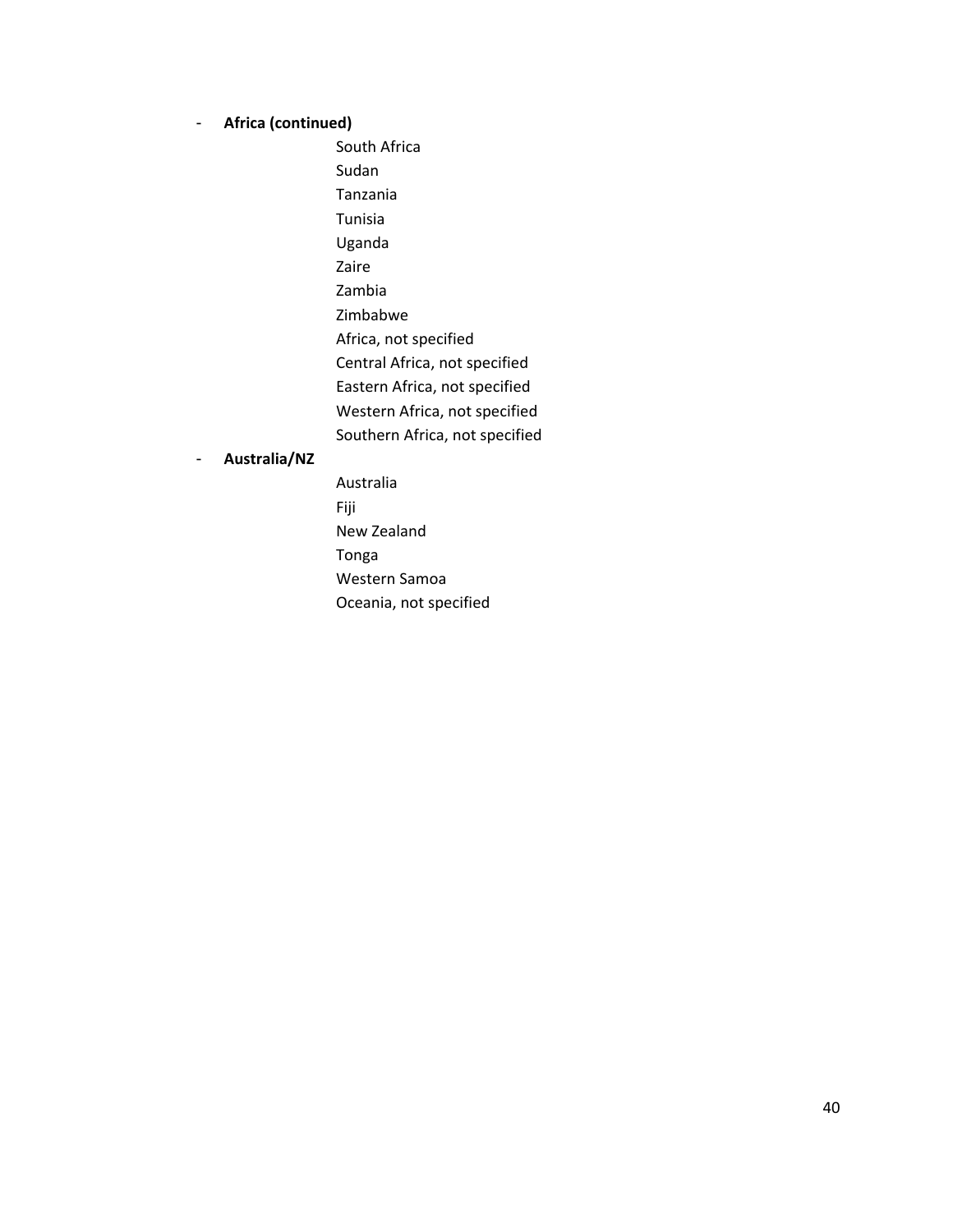- **Africa (continued)**
  - South Africa
  - Sudan
  - Tanzania
  - Tunisia
  - Uganda
  - Zaire
  - Zambia
  - Zimbabwe
  - Africa, not specified
  - Central Africa, not specified
  - Eastern Africa, not specified
  - Western Africa, not specified
  - Southern Africa, not specified
- **Australia/NZ**
  - Australia
  - Fiji
  - New Zealand
  - Tonga
  - Western Samoa
  - Oceania, not specified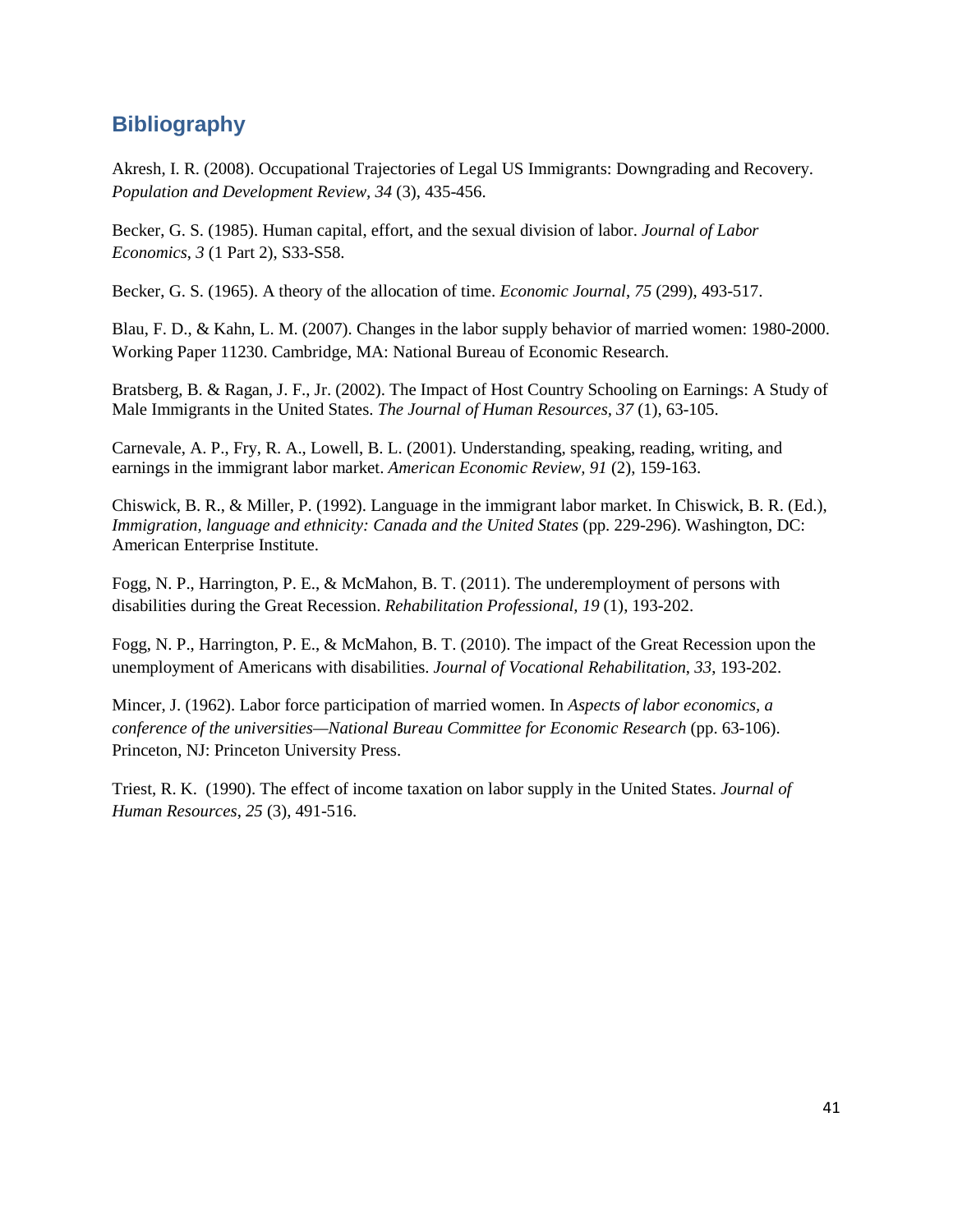## Bibliography

Akresh, I. R. (2008). Occupational Trajectories of Legal US Immigrants: Downgrading and Recovery. *Population and Development Review, 34* (3), 435-456.

Becker, G. S. (1985). Human capital, effort, and the sexual division of labor. *Journal of Labor Economics*, *3* (1 Part 2), S33-S58.

Becker, G. S. (1965). A theory of the allocation of time. *Economic Journal*, *75* (299), 493-517.

Blau, F. D., & Kahn, L. M. (2007). Changes in the labor supply behavior of married women: 1980-2000. Working Paper 11230. Cambridge, MA: National Bureau of Economic Research.

Bratsberg, B. & Ragan, J. F., Jr. (2002). The Impact of Host Country Schooling on Earnings: A Study of Male Immigrants in the United States. *The Journal of Human Resources, 37* (1), 63-105.

Carnevale, A. P., Fry, R. A., Lowell, B. L. (2001). Understanding, speaking, reading, writing, and earnings in the immigrant labor market. *American Economic Review, 91* (2), 159-163.

Chiswick, B. R., & Miller, P. (1992). Language in the immigrant labor market. In Chiswick, B. R. (Ed.), *Immigration, language and ethnicity: Canada and the United States* (pp. 229-296). Washington, DC: American Enterprise Institute.

Fogg, N. P., Harrington, P. E., & McMahon, B. T. (2011). The underemployment of persons with disabilities during the Great Recession. *Rehabilitation Professional, 19* (1), 193-202.

Fogg, N. P., Harrington, P. E., & McMahon, B. T. (2010). The impact of the Great Recession upon the unemployment of Americans with disabilities. *Journal of Vocational Rehabilitation*, *33*, 193-202.

Mincer, J. (1962). Labor force participation of married women. In *Aspects of labor economics, a conference of the universities—National Bureau Committee for Economic Research* (pp. 63-106). Princeton, NJ: Princeton University Press.

Triest, R. K. (1990). The effect of income taxation on labor supply in the United States. *Journal of Human Resources*, *25* (3), 491-516.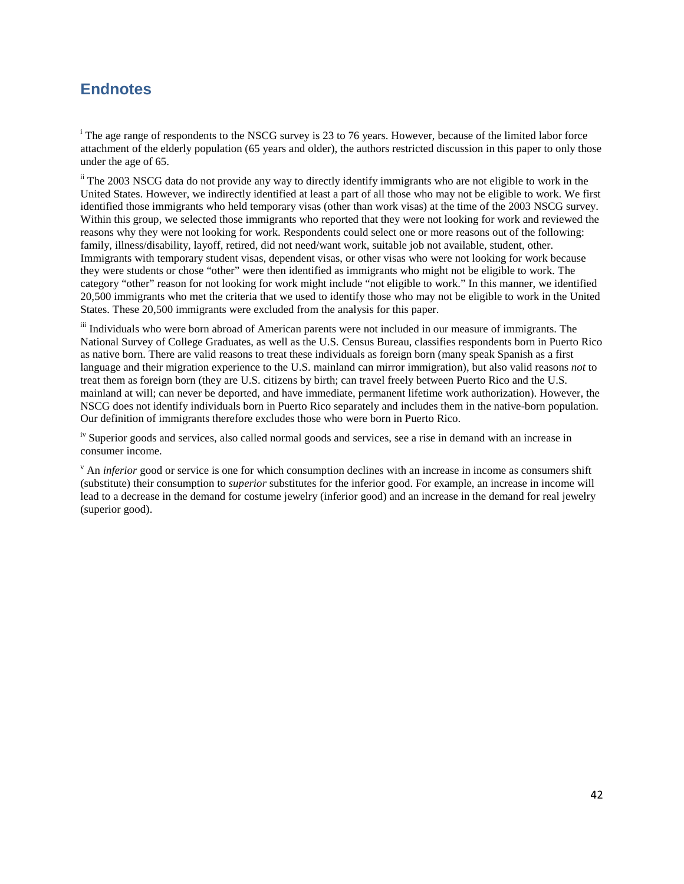## Endnotes

[i] The age range of respondents to the NSCG survey is 23 to 76 years. However, because of the limited labor force attachment of the elderly population (65 years and older), the authors restricted discussion in this paper to only those under the age of 65.

[ii] The 2003 NSCG data do not provide any way to directly identify immigrants who are not eligible to work in the United States. However, we indirectly identified at least a part of all those who may not be eligible to work. We first identified those immigrants who held temporary visas (other than work visas) at the time of the 2003 NSCG survey. Within this group, we selected those immigrants who reported that they were not looking for work and reviewed the reasons why they were not looking for work. Respondents could select one or more reasons out of the following: family, illness/disability, layoff, retired, did not need/want work, suitable job not available, student, other. Immigrants with temporary student visas, dependent visas, or other visas who were not looking for work because they were students or chose "other" were then identified as immigrants who might not be eligible to work. The category "other" reason for not looking for work might include "not eligible to work." In this manner, we identified 20,500 immigrants who met the criteria that we used to identify those who may not be eligible to work in the United States. These 20,500 immigrants were excluded from the analysis for this paper.

[iii] Individuals who were born abroad of American parents were not included in our measure of immigrants. The National Survey of College Graduates, as well as the U.S. Census Bureau, classifies respondents born in Puerto Rico as native born. There are valid reasons to treat these individuals as foreign born (many speak Spanish as a first language and their migration experience to the U.S. mainland can mirror immigration), but also valid reasons *not* to treat them as foreign born (they are U.S. citizens by birth; can travel freely between Puerto Rico and the U.S. mainland at will; can never be deported, and have immediate, permanent lifetime work authorization). However, the NSCG does not identify individuals born in Puerto Rico separately and includes them in the native-born population. Our definition of immigrants therefore excludes those who were born in Puerto Rico.

[iv] Superior goods and services, also called normal goods and services, see a rise in demand with an increase in consumer income.

[v] An *inferior* good or service is one for which consumption declines with an increase in income as consumers shift (substitute) their consumption to *superior* substitutes for the inferior good. For example, an increase in income will lead to a decrease in the demand for costume jewelry (inferior good) and an increase in the demand for real jewelry (superior good).